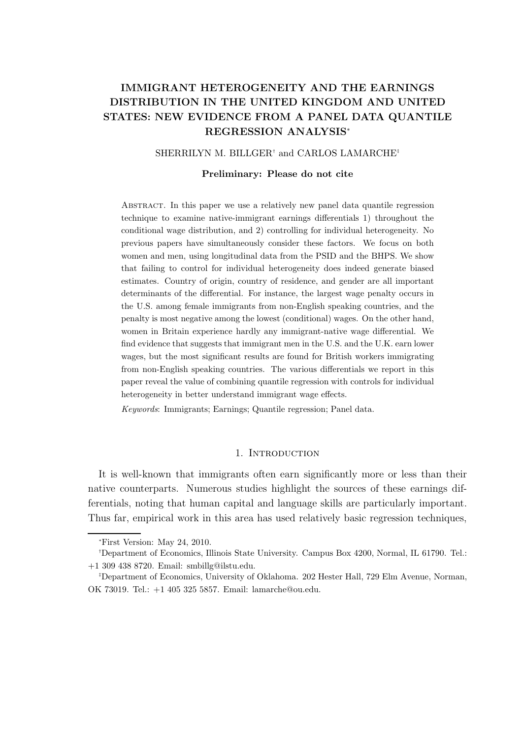# IMMIGRANT HETEROGENEITY AND THE EARNINGS DISTRIBUTION IN THE UNITED KINGDOM AND UNITED STATES: NEW EVIDENCE FROM A PANEL DATA QUANTILE REGRESSION ANALYSIS[*]

SHERRILYN M. BILLGER[†] and CARLOS LAMARCHE[‡]

**Preliminary: Please do not cite**

Abstract. In this paper we use a relatively new panel data quantile regression technique to examine native-immigrant earnings differentials 1) throughout the conditional wage distribution, and 2) controlling for individual heterogeneity. No previous papers have simultaneously consider these factors. We focus on both women and men, using longitudinal data from the PSID and the BHPS. We show that failing to control for individual heterogeneity does indeed generate biased estimates. Country of origin, country of residence, and gender are all important determinants of the differential. For instance, the largest wage penalty occurs in the U.S. among female immigrants from non-English speaking countries, and the penalty is most negative among the lowest (conditional) wages. On the other hand, women in Britain experience hardly any immigrant-native wage differential. We find evidence that suggests that immigrant men in the U.S. and the U.K. earn lower wages, but the most significant results are found for British workers immigrating from non-English speaking countries. The various differentials we report in this paper reveal the value of combining quantile regression with controls for individual heterogeneity in better understand immigrant wage effects.

*Keywords*: Immigrants; Earnings; Quantile regression; Panel data.

## 1. Introduction

It is well-known that immigrants often earn significantly more or less than their native counterparts. Numerous studies highlight the sources of these earnings differentials, noting that human capital and language skills are particularly important. Thus far, empirical work in this area has used relatively basic regression techniques,

---

[*]First Version: May 24, 2010.

[†]Department of Economics, Illinois State University. Campus Box 4200, Normal, IL 61790. Tel.: +1 309 438 8720. Email: smbillg@ilstu.edu.

[‡]Department of Economics, University of Oklahoma. 202 Hester Hall, 729 Elm Avenue, Norman, OK 73019. Tel.: +1 405 325 5857. Email: lamarche@ou.edu.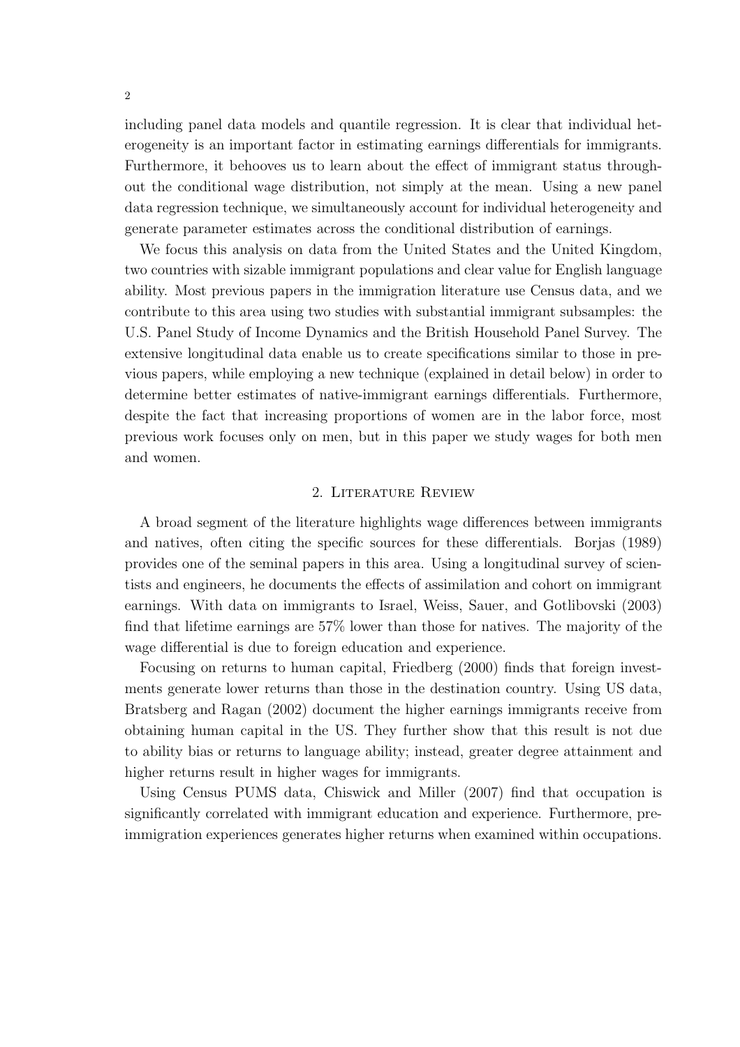including panel data models and quantile regression. It is clear that individual heterogeneity is an important factor in estimating earnings differentials for immigrants. Furthermore, it behooves us to learn about the effect of immigrant status throughout the conditional wage distribution, not simply at the mean. Using a new panel data regression technique, we simultaneously account for individual heterogeneity and generate parameter estimates across the conditional distribution of earnings.

We focus this analysis on data from the United States and the United Kingdom, two countries with sizable immigrant populations and clear value for English language ability. Most previous papers in the immigration literature use Census data, and we contribute to this area using two studies with substantial immigrant subsamples: the U.S. Panel Study of Income Dynamics and the British Household Panel Survey. The extensive longitudinal data enable us to create specifications similar to those in previous papers, while employing a new technique (explained in detail below) in order to determine better estimates of native-immigrant earnings differentials. Furthermore, despite the fact that increasing proportions of women are in the labor force, most previous work focuses only on men, but in this paper we study wages for both men and women.

## 2. Literature Review

A broad segment of the literature highlights wage differences between immigrants and natives, often citing the specific sources for these differentials. Borjas (1989) provides one of the seminal papers in this area. Using a longitudinal survey of scientists and engineers, he documents the effects of assimilation and cohort on immigrant earnings. With data on immigrants to Israel, Weiss, Sauer, and Gotlibovski (2003) find that lifetime earnings are 57% lower than those for natives. The majority of the wage differential is due to foreign education and experience.

Focusing on returns to human capital, Friedberg (2000) finds that foreign investments generate lower returns than those in the destination country. Using US data, Bratsberg and Ragan (2002) document the higher earnings immigrants receive from obtaining human capital in the US. They further show that this result is not due to ability bias or returns to language ability; instead, greater degree attainment and higher returns result in higher wages for immigrants.

Using Census PUMS data, Chiswick and Miller (2007) find that occupation is significantly correlated with immigrant education and experience. Furthermore, pre-immigration experiences generates higher returns when examined within occupations.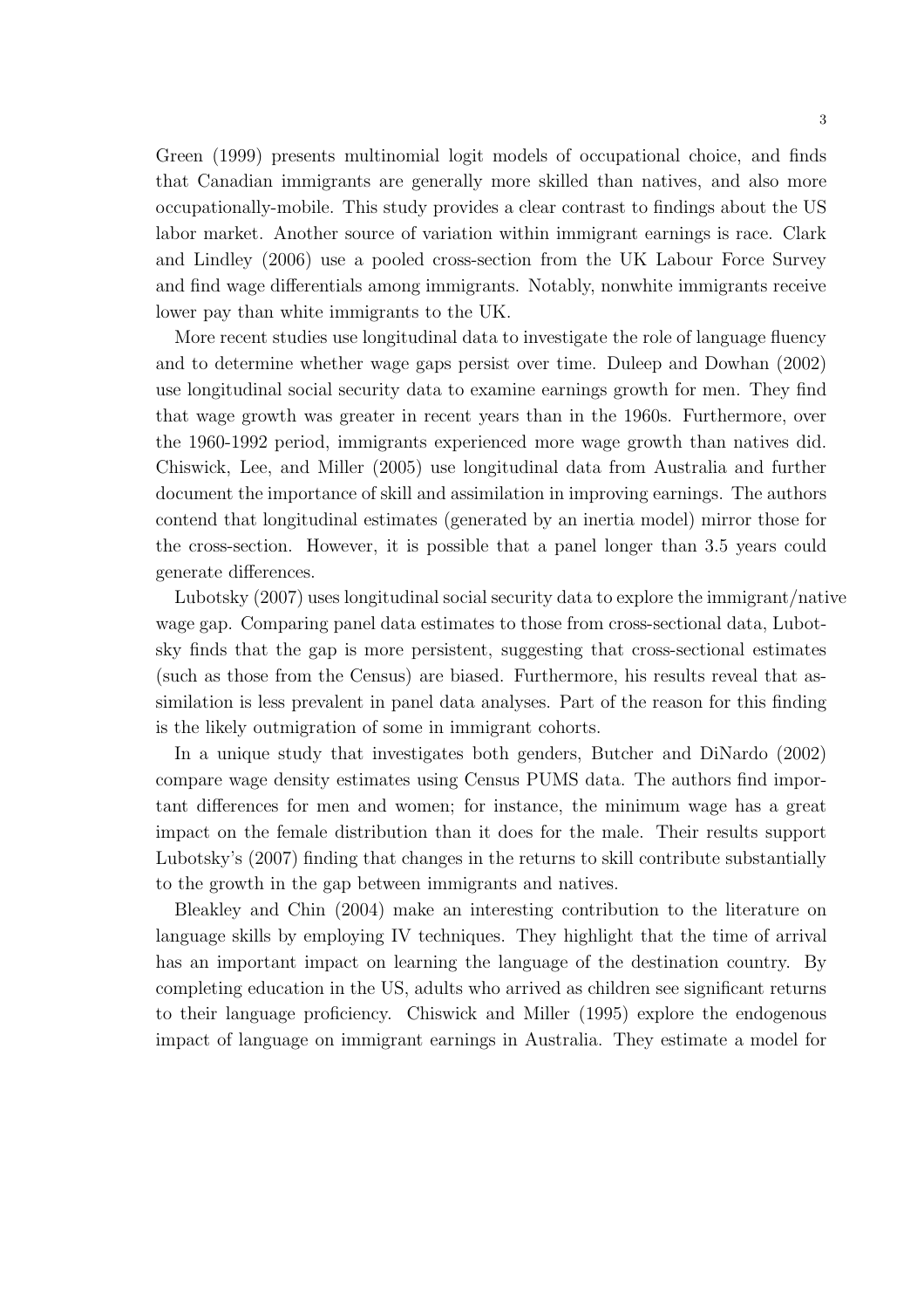Green (1999) presents multinomial logit models of occupational choice, and finds that Canadian immigrants are generally more skilled than natives, and also more occupationally-mobile. This study provides a clear contrast to findings about the US labor market. Another source of variation within immigrant earnings is race. Clark and Lindley (2006) use a pooled cross-section from the UK Labour Force Survey and find wage differentials among immigrants. Notably, nonwhite immigrants receive lower pay than white immigrants to the UK.

More recent studies use longitudinal data to investigate the role of language fluency and to determine whether wage gaps persist over time. Duleep and Dowhan (2002) use longitudinal social security data to examine earnings growth for men. They find that wage growth was greater in recent years than in the 1960s. Furthermore, over the 1960-1992 period, immigrants experienced more wage growth than natives did. Chiswick, Lee, and Miller (2005) use longitudinal data from Australia and further document the importance of skill and assimilation in improving earnings. The authors contend that longitudinal estimates (generated by an inertia model) mirror those for the cross-section. However, it is possible that a panel longer than 3.5 years could generate differences.

Lubotsky (2007) uses longitudinal social security data to explore the immigrant/native wage gap. Comparing panel data estimates to those from cross-sectional data, Lubotsky finds that the gap is more persistent, suggesting that cross-sectional estimates (such as those from the Census) are biased. Furthermore, his results reveal that assimilation is less prevalent in panel data analyses. Part of the reason for this finding is the likely outmigration of some in immigrant cohorts.

In a unique study that investigates both genders, Butcher and DiNardo (2002) compare wage density estimates using Census PUMS data. The authors find important differences for men and women; for instance, the minimum wage has a great impact on the female distribution than it does for the male. Their results support Lubotsky's (2007) finding that changes in the returns to skill contribute substantially to the growth in the gap between immigrants and natives.

Bleakley and Chin (2004) make an interesting contribution to the literature on language skills by employing IV techniques. They highlight that the time of arrival has an important impact on learning the language of the destination country. By completing education in the US, adults who arrived as children see significant returns to their language proficiency. Chiswick and Miller (1995) explore the endogenous impact of language on immigrant earnings in Australia. They estimate a model for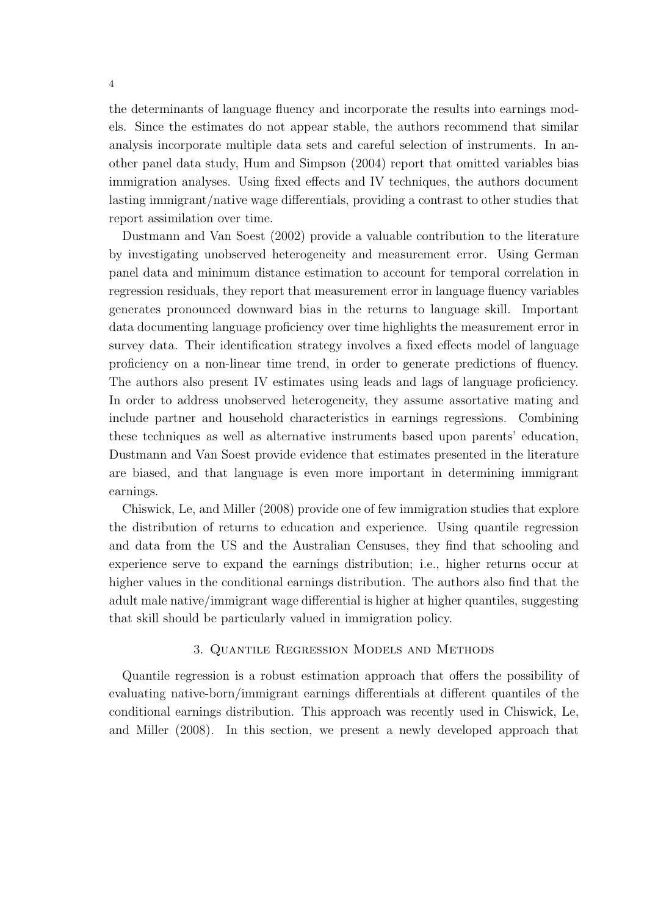the determinants of language fluency and incorporate the results into earnings models. Since the estimates do not appear stable, the authors recommend that similar analysis incorporate multiple data sets and careful selection of instruments. In another panel data study, Hum and Simpson (2004) report that omitted variables bias immigration analyses. Using fixed effects and IV techniques, the authors document lasting immigrant/native wage differentials, providing a contrast to other studies that report assimilation over time.

Dustmann and Van Soest (2002) provide a valuable contribution to the literature by investigating unobserved heterogeneity and measurement error. Using German panel data and minimum distance estimation to account for temporal correlation in regression residuals, they report that measurement error in language fluency variables generates pronounced downward bias in the returns to language skill. Important data documenting language proficiency over time highlights the measurement error in survey data. Their identification strategy involves a fixed effects model of language proficiency on a non-linear time trend, in order to generate predictions of fluency. The authors also present IV estimates using leads and lags of language proficiency. In order to address unobserved heterogeneity, they assume assortative mating and include partner and household characteristics in earnings regressions. Combining these techniques as well as alternative instruments based upon parents' education, Dustmann and Van Soest provide evidence that estimates presented in the literature are biased, and that language is even more important in determining immigrant earnings.

Chiswick, Le, and Miller (2008) provide one of few immigration studies that explore the distribution of returns to education and experience. Using quantile regression and data from the US and the Australian Censuses, they find that schooling and experience serve to expand the earnings distribution; i.e., higher returns occur at higher values in the conditional earnings distribution. The authors also find that the adult male native/immigrant wage differential is higher at higher quantiles, suggesting that skill should be particularly valued in immigration policy.

## 3. Quantile Regression Models and Methods

Quantile regression is a robust estimation approach that offers the possibility of evaluating native-born/immigrant earnings differentials at different quantiles of the conditional earnings distribution. This approach was recently used in Chiswick, Le, and Miller (2008). In this section, we present a newly developed approach that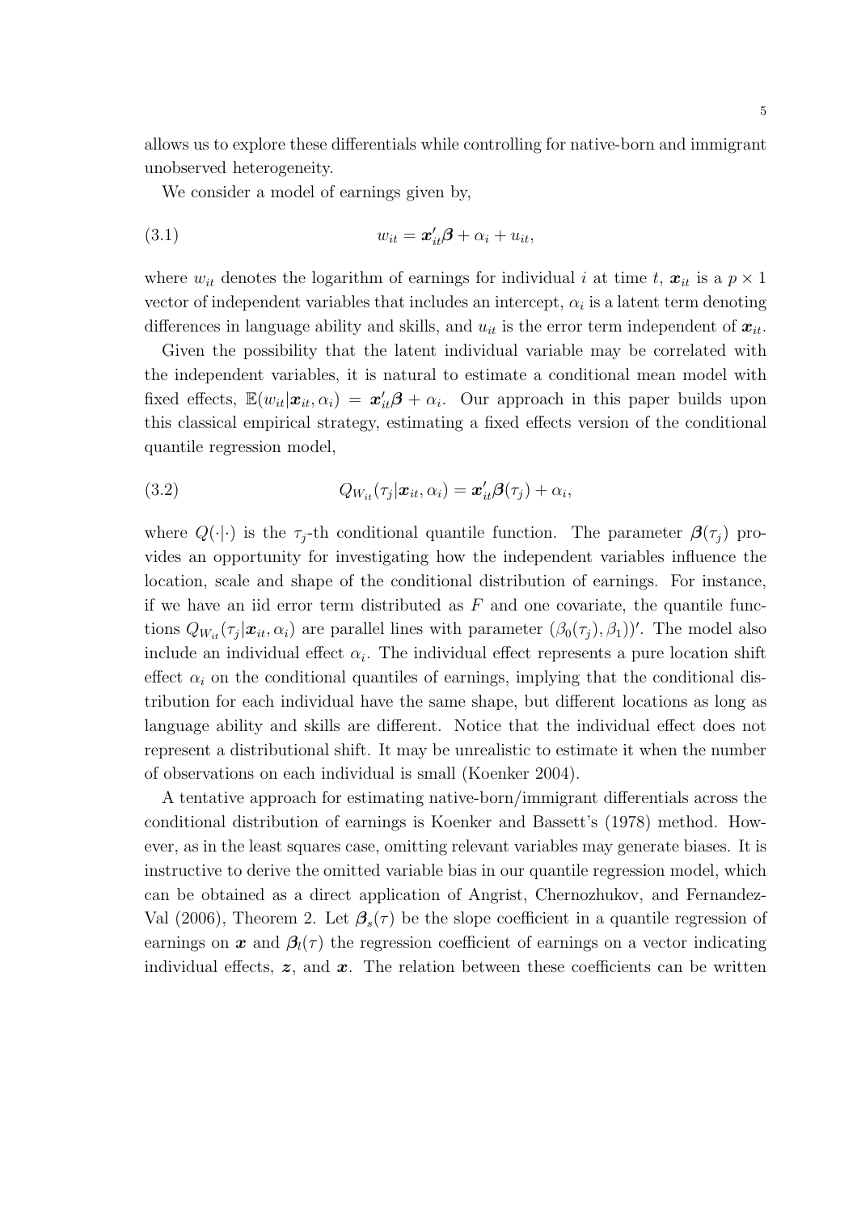allows us to explore these differentials while controlling for native-born and immigrant unobserved heterogeneity.

We consider a model of earnings given by,

$$w_{it} = \boldsymbol{x}_{it}'\boldsymbol{\beta} + \alpha_i + u_{it}, \tag{3.1}$$

where $w_{it}$ denotes the logarithm of earnings for individual $i$ at time $t$, $\boldsymbol{x}_{it}$ is a $p \times 1$ vector of independent variables that includes an intercept, $\alpha_i$ is a latent term denoting differences in language ability and skills, and $u_{it}$ is the error term independent of $\boldsymbol{x}_{it}$.

Given the possibility that the latent individual variable may be correlated with the independent variables, it is natural to estimate a conditional mean model with fixed effects, $\mathbb{E}(w_{it}|\boldsymbol{x}_{it}, \alpha_i) = \boldsymbol{x}_{it}'\boldsymbol{\beta} + \alpha_i$. Our approach in this paper builds upon this classical empirical strategy, estimating a fixed effects version of the conditional quantile regression model,

$$Q_{W_{it}}(\tau_j|\boldsymbol{x}_{it}, \alpha_i) = \boldsymbol{x}_{it}'\boldsymbol{\beta}(\tau_j) + \alpha_i, \tag{3.2}$$

where $Q(\cdot|\cdot)$ is the $\tau_j$-th conditional quantile function. The parameter $\boldsymbol{\beta}(\tau_j)$ provides an opportunity for investigating how the independent variables influence the location, scale and shape of the conditional distribution of earnings. For instance, if we have an iid error term distributed as $F$ and one covariate, the quantile functions $Q_{W_{it}}(\tau_j|\boldsymbol{x}_{it}, \alpha_i)$ are parallel lines with parameter $(\beta_0(\tau_j), \beta_1))'$. The model also include an individual effect $\alpha_i$. The individual effect represents a pure location shift effect $\alpha_i$ on the conditional quantiles of earnings, implying that the conditional distribution for each individual have the same shape, but different locations as long as language ability and skills are different. Notice that the individual effect does not represent a distributional shift. It may be unrealistic to estimate it when the number of observations on each individual is small (Koenker 2004).

A tentative approach for estimating native-born/immigrant differentials across the conditional distribution of earnings is Koenker and Bassett's (1978) method. However, as in the least squares case, omitting relevant variables may generate biases. It is instructive to derive the omitted variable bias in our quantile regression model, which can be obtained as a direct application of Angrist, Chernozhukov, and Fernandez-Val (2006), Theorem 2. Let $\boldsymbol{\beta}_s(\tau)$ be the slope coefficient in a quantile regression of earnings on $\boldsymbol{x}$ and $\boldsymbol{\beta}_l(\tau)$ the regression coefficient of earnings on a vector indicating individual effects, $\boldsymbol{z}$, and $\boldsymbol{x}$. The relation between these coefficients can be written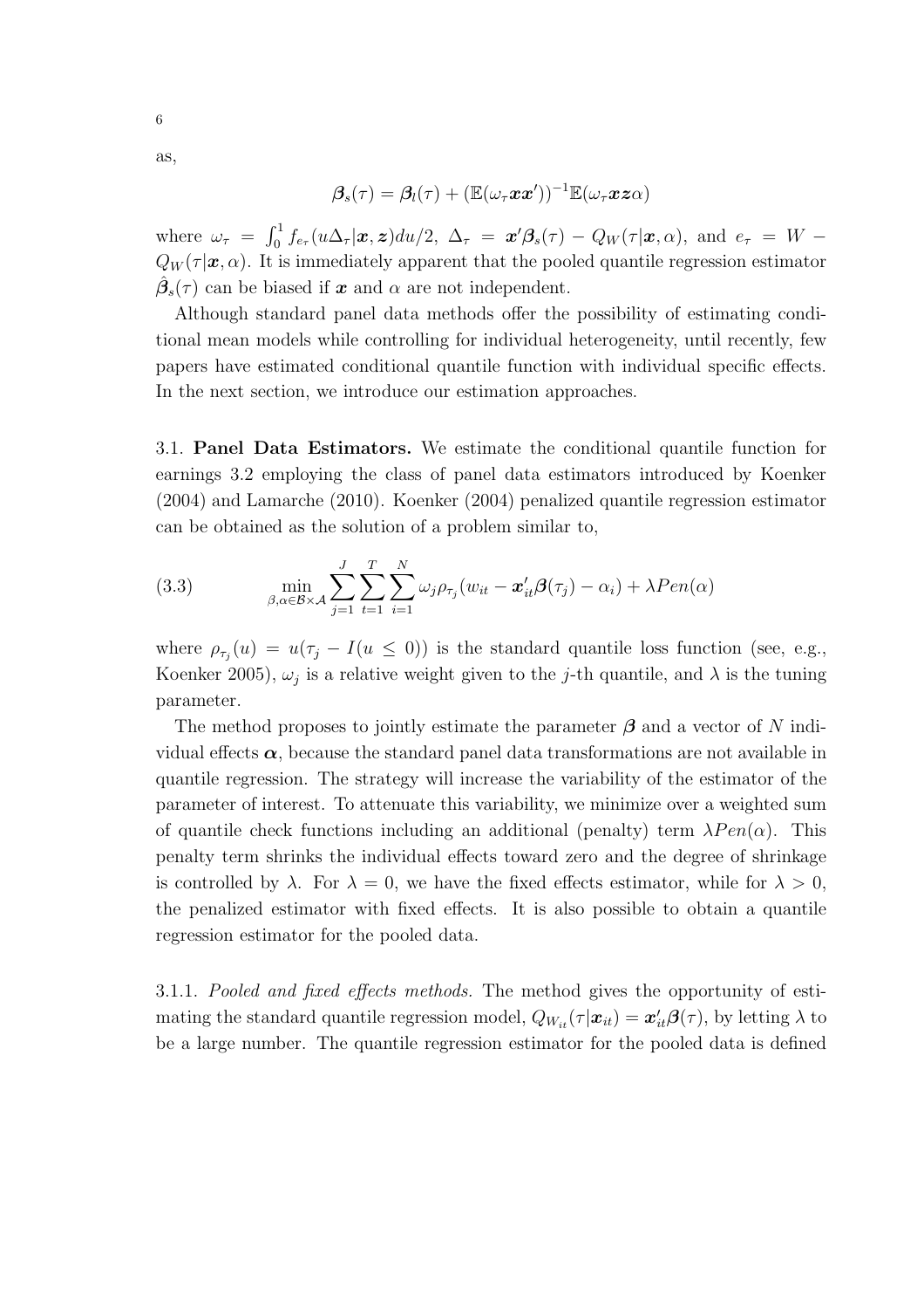as,

$$\boldsymbol{\beta}_s(\tau) = \boldsymbol{\beta}_l(\tau) + (\mathbb{E}(\omega_\tau \boldsymbol{x}\boldsymbol{x}'))^{-1}\mathbb{E}(\omega_\tau \boldsymbol{x}\boldsymbol{z}\alpha)$$

where $\omega_\tau = \int_0^1 f_{e_\tau}(u\Delta_\tau|\boldsymbol{x},\boldsymbol{z})du/2$, $\Delta_\tau = \boldsymbol{x}'\boldsymbol{\beta}_s(\tau) - Q_W(\tau|\boldsymbol{x},\alpha)$, and $e_\tau = W - Q_W(\tau|\boldsymbol{x},\alpha)$. It is immediately apparent that the pooled quantile regression estimator $\hat{\boldsymbol{\beta}}_s(\tau)$ can be biased if $\boldsymbol{x}$ and $\alpha$ are not independent.

Although standard panel data methods offer the possibility of estimating conditional mean models while controlling for individual heterogeneity, until recently, few papers have estimated conditional quantile function with individual specific effects. In the next section, we introduce our estimation approaches.

3.1. **Panel Data Estimators.** We estimate the conditional quantile function for earnings 3.2 employing the class of panel data estimators introduced by Koenker (2004) and Lamarche (2010). Koenker (2004) penalized quantile regression estimator can be obtained as the solution of a problem similar to,

$$\min_{\beta,\alpha\in\mathcal{B}\times\mathcal{A}} \sum_{j=1}^{J}\sum_{t=1}^{T}\sum_{i=1}^{N} \omega_j \rho_{\tau_j}(w_{it} - \boldsymbol{x}_{it}'\boldsymbol{\beta}(\tau_j) - \alpha_i) + \lambda Pen(\alpha) \tag{3.3}$$

where $\rho_{\tau_j}(u) = u(\tau_j - I(u \leq 0))$ is the standard quantile loss function (see, e.g., Koenker 2005), $\omega_j$ is a relative weight given to the $j$-th quantile, and $\lambda$ is the tuning parameter.

The method proposes to jointly estimate the parameter $\boldsymbol{\beta}$ and a vector of $N$ individual effects $\boldsymbol{\alpha}$, because the standard panel data transformations are not available in quantile regression. The strategy will increase the variability of the estimator of the parameter of interest. To attenuate this variability, we minimize over a weighted sum of quantile check functions including an additional (penalty) term $\lambda Pen(\alpha)$. This penalty term shrinks the individual effects toward zero and the degree of shrinkage is controlled by $\lambda$. For $\lambda = 0$, we have the fixed effects estimator, while for $\lambda > 0$, the penalized estimator with fixed effects. It is also possible to obtain a quantile regression estimator for the pooled data.

3.1.1. *Pooled and fixed effects methods.* The method gives the opportunity of estimating the standard quantile regression model, $Q_{W_{it}}(\tau|\boldsymbol{x}_{it}) = \boldsymbol{x}_{it}'\boldsymbol{\beta}(\tau)$, by letting $\lambda$ to be a large number. The quantile regression estimator for the pooled data is defined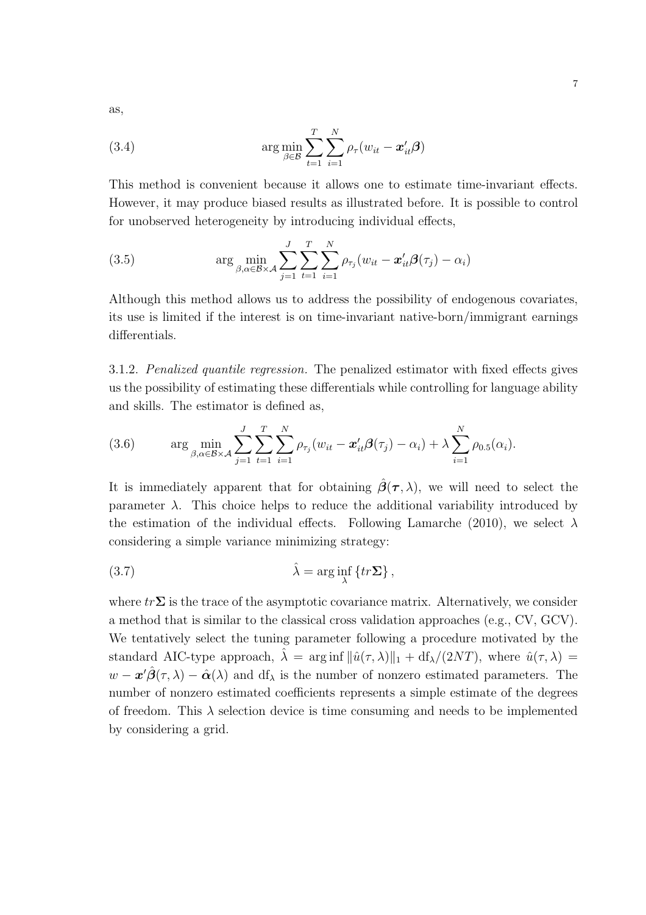as,

$$\arg\min_{\beta \in \mathcal{B}} \sum_{t=1}^{T} \sum_{i=1}^{N} \rho_{\tau}(w_{it} - \boldsymbol{x}_{it}'\boldsymbol{\beta}) \tag{3.4}$$

This method is convenient because it allows one to estimate time-invariant effects. However, it may produce biased results as illustrated before. It is possible to control for unobserved heterogeneity by introducing individual effects,

$$\arg\min_{\beta,\alpha \in \mathcal{B}\times\mathcal{A}} \sum_{j=1}^{J} \sum_{t=1}^{T} \sum_{i=1}^{N} \rho_{\tau_j}(w_{it} - \boldsymbol{x}_{it}'\boldsymbol{\beta}(\tau_j) - \alpha_i) \tag{3.5}$$

Although this method allows us to address the possibility of endogenous covariates, its use is limited if the interest is on time-invariant native-born/immigrant earnings differentials.

3.1.2. *Penalized quantile regression.* The penalized estimator with fixed effects gives us the possibility of estimating these differentials while controlling for language ability and skills. The estimator is defined as,

$$\arg\min_{\beta,\alpha \in \mathcal{B}\times\mathcal{A}} \sum_{j=1}^{J} \sum_{t=1}^{T} \sum_{i=1}^{N} \rho_{\tau_j}(w_{it} - \boldsymbol{x}_{it}'\boldsymbol{\beta}(\tau_j) - \alpha_i) + \lambda \sum_{i=1}^{N} \rho_{0.5}(\alpha_i). \tag{3.6}$$

It is immediately apparent that for obtaining $\hat{\boldsymbol{\beta}}(\boldsymbol{\tau}, \lambda)$, we will need to select the parameter $\lambda$. This choice helps to reduce the additional variability introduced by the estimation of the individual effects. Following Lamarche (2010), we select $\lambda$ considering a simple variance minimizing strategy:

$$\hat{\lambda} = \arg\inf_{\lambda} \left\{ tr\boldsymbol{\Sigma} \right\}, \tag{3.7}$$

where $tr\boldsymbol{\Sigma}$ is the trace of the asymptotic covariance matrix. Alternatively, we consider a method that is similar to the classical cross validation approaches (e.g., CV, GCV). We tentatively select the tuning parameter following a procedure motivated by the standard AIC-type approach, $\hat{\lambda} = \arg\inf \|\hat{u}(\tau,\lambda)\|_1 + \mathrm{df}_{\lambda}/(2NT)$, where $\hat{u}(\tau,\lambda) = w - \boldsymbol{x}'\hat{\boldsymbol{\beta}}(\tau,\lambda) - \hat{\boldsymbol{\alpha}}(\lambda)$ and $\mathrm{df}_{\lambda}$ is the number of nonzero estimated parameters. The number of nonzero estimated coefficients represents a simple estimate of the degrees of freedom. This $\lambda$ selection device is time consuming and needs to be implemented by considering a grid.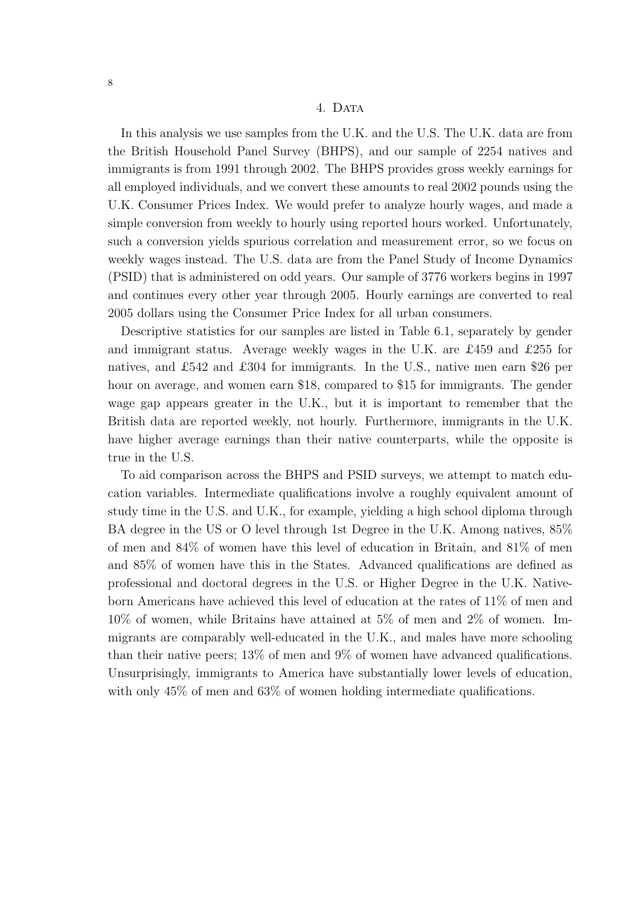## 4. Data

In this analysis we use samples from the U.K. and the U.S. The U.K. data are from the British Household Panel Survey (BHPS), and our sample of 2254 natives and immigrants is from 1991 through 2002. The BHPS provides gross weekly earnings for all employed individuals, and we convert these amounts to real 2002 pounds using the U.K. Consumer Prices Index. We would prefer to analyze hourly wages, and made a simple conversion from weekly to hourly using reported hours worked. Unfortunately, such a conversion yields spurious correlation and measurement error, so we focus on weekly wages instead. The U.S. data are from the Panel Study of Income Dynamics (PSID) that is administered on odd years. Our sample of 3776 workers begins in 1997 and continues every other year through 2005. Hourly earnings are converted to real 2005 dollars using the Consumer Price Index for all urban consumers.

Descriptive statistics for our samples are listed in Table 6.1, separately by gender and immigrant status. Average weekly wages in the U.K. are £459 and £255 for natives, and £542 and £304 for immigrants. In the U.S., native men earn $26 per hour on average, and women earn $18, compared to $15 for immigrants. The gender wage gap appears greater in the U.K., but it is important to remember that the British data are reported weekly, not hourly. Furthermore, immigrants in the U.K. have higher average earnings than their native counterparts, while the opposite is true in the U.S.

To aid comparison across the BHPS and PSID surveys, we attempt to match education variables. Intermediate qualifications involve a roughly equivalent amount of study time in the U.S. and U.K., for example, yielding a high school diploma through BA degree in the US or O level through 1st Degree in the U.K. Among natives, 85% of men and 84% of women have this level of education in Britain, and 81% of men and 85% of women have this in the States. Advanced qualifications are defined as professional and doctoral degrees in the U.S. or Higher Degree in the U.K. Native-born Americans have achieved this level of education at the rates of 11% of men and 10% of women, while Britains have attained at 5% of men and 2% of women. Immigrants are comparably well-educated in the U.K., and males have more schooling than their native peers; 13% of men and 9% of women have advanced qualifications. Unsurprisingly, immigrants to America have substantially lower levels of education, with only 45% of men and 63% of women holding intermediate qualifications.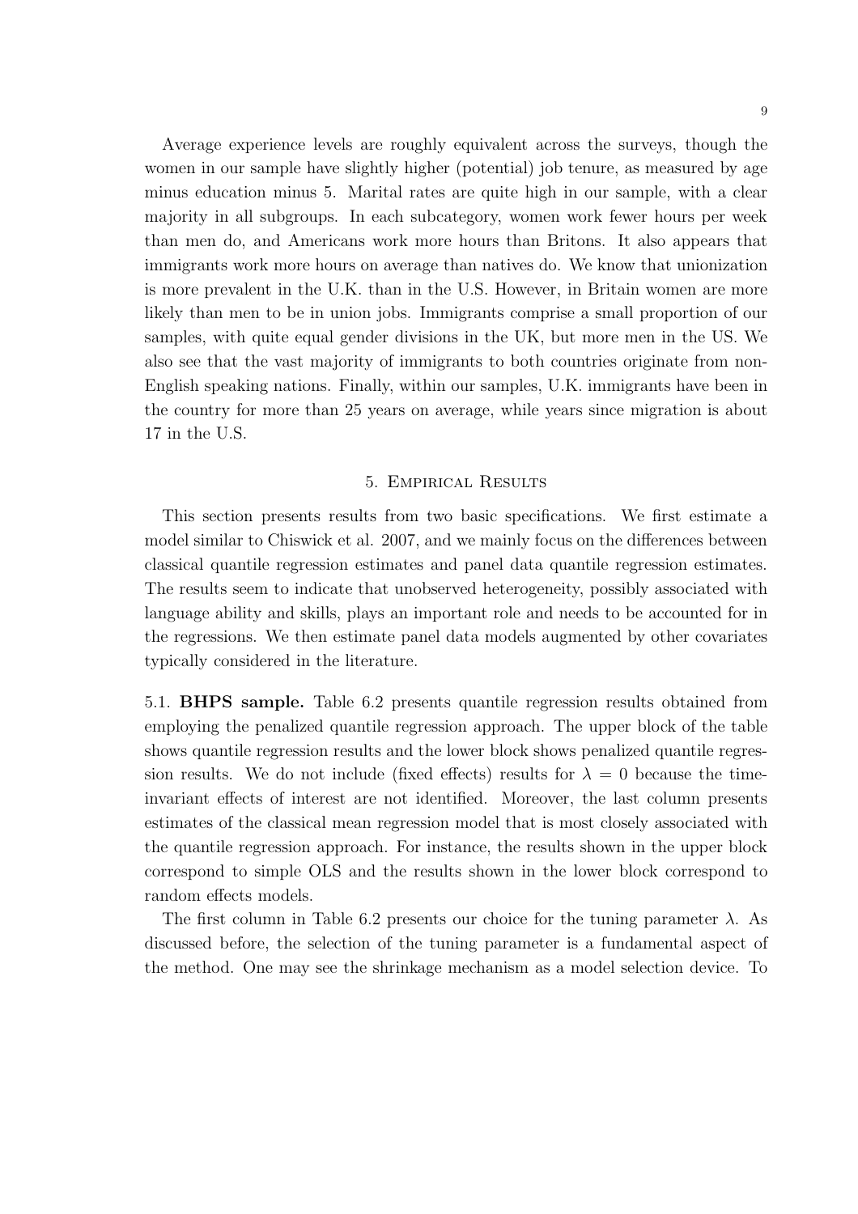Average experience levels are roughly equivalent across the surveys, though the women in our sample have slightly higher (potential) job tenure, as measured by age minus education minus 5. Marital rates are quite high in our sample, with a clear majority in all subgroups. In each subcategory, women work fewer hours per week than men do, and Americans work more hours than Britons. It also appears that immigrants work more hours on average than natives do. We know that unionization is more prevalent in the U.K. than in the U.S. However, in Britain women are more likely than men to be in union jobs. Immigrants comprise a small proportion of our samples, with quite equal gender divisions in the UK, but more men in the US. We also see that the vast majority of immigrants to both countries originate from non-English speaking nations. Finally, within our samples, U.K. immigrants have been in the country for more than 25 years on average, while years since migration is about 17 in the U.S.

## 5. Empirical Results

This section presents results from two basic specifications. We first estimate a model similar to Chiswick et al. 2007, and we mainly focus on the differences between classical quantile regression estimates and panel data quantile regression estimates. The results seem to indicate that unobserved heterogeneity, possibly associated with language ability and skills, plays an important role and needs to be accounted for in the regressions. We then estimate panel data models augmented by other covariates typically considered in the literature.

5.1. **BHPS sample.** Table 6.2 presents quantile regression results obtained from employing the penalized quantile regression approach. The upper block of the table shows quantile regression results and the lower block shows penalized quantile regression results. We do not include (fixed effects) results for $\lambda = 0$ because the time-invariant effects of interest are not identified. Moreover, the last column presents estimates of the classical mean regression model that is most closely associated with the quantile regression approach. For instance, the results shown in the upper block correspond to simple OLS and the results shown in the lower block correspond to random effects models.

The first column in Table 6.2 presents our choice for the tuning parameter $\lambda$. As discussed before, the selection of the tuning parameter is a fundamental aspect of the method. One may see the shrinkage mechanism as a model selection device. To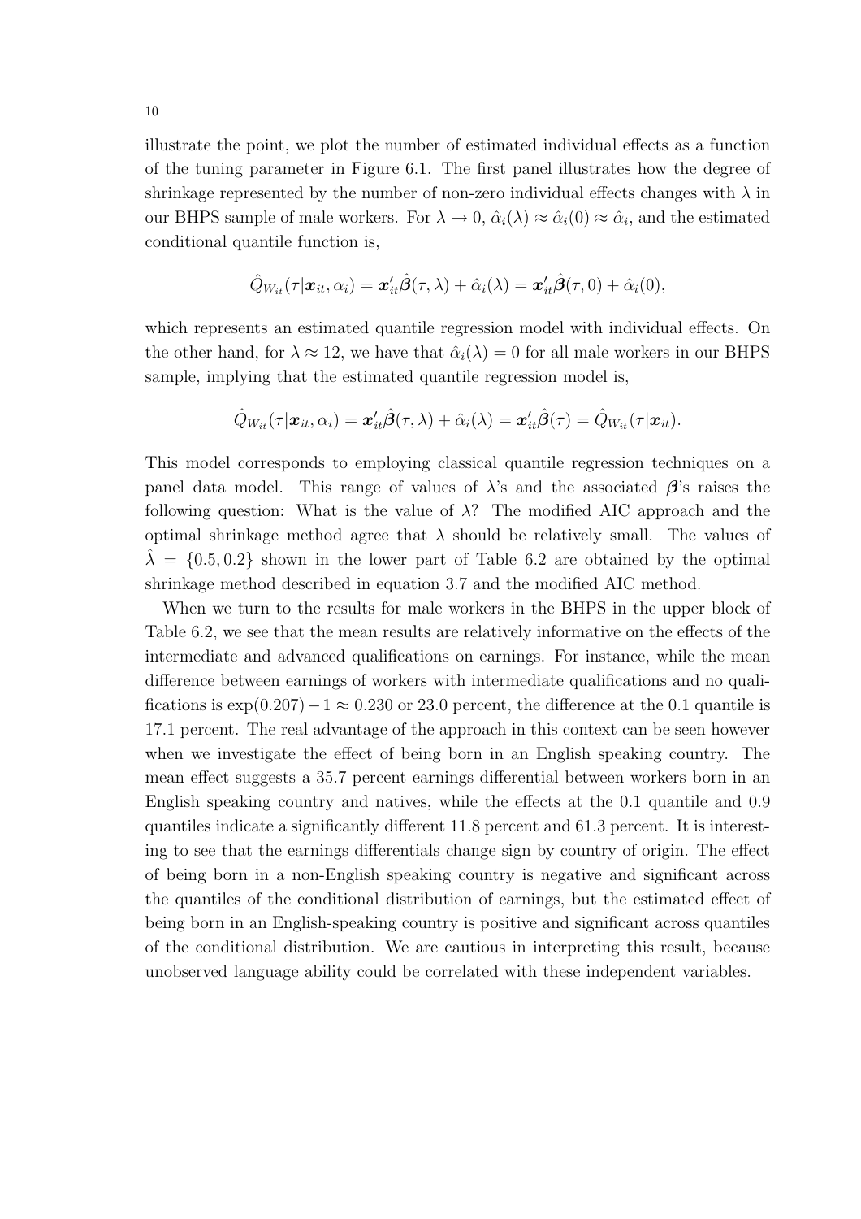illustrate the point, we plot the number of estimated individual effects as a function of the tuning parameter in Figure 6.1. The first panel illustrates how the degree of shrinkage represented by the number of non-zero individual effects changes with $\lambda$ in our BHPS sample of male workers. For $\lambda \to 0$, $\hat{\alpha}_i(\lambda) \approx \hat{\alpha}_i(0) \approx \hat{\alpha}_i$, and the estimated conditional quantile function is,

$$\hat{Q}_{W_{it}}(\tau|\boldsymbol{x}_{it}, \alpha_i) = \boldsymbol{x}_{it}'\hat{\boldsymbol{\beta}}(\tau, \lambda) + \hat{\alpha}_i(\lambda) = \boldsymbol{x}_{it}'\hat{\boldsymbol{\beta}}(\tau, 0) + \hat{\alpha}_i(0),$$

which represents an estimated quantile regression model with individual effects. On the other hand, for $\lambda \approx 12$, we have that $\hat{\alpha}_i(\lambda) = 0$ for all male workers in our BHPS sample, implying that the estimated quantile regression model is,

$$\hat{Q}_{W_{it}}(\tau|\boldsymbol{x}_{it}, \alpha_i) = \boldsymbol{x}_{it}'\hat{\boldsymbol{\beta}}(\tau, \lambda) + \hat{\alpha}_i(\lambda) = \boldsymbol{x}_{it}'\hat{\boldsymbol{\beta}}(\tau) = \hat{Q}_{W_{it}}(\tau|\boldsymbol{x}_{it}).$$

This model corresponds to employing classical quantile regression techniques on a panel data model. This range of values of $\lambda$'s and the associated $\boldsymbol{\beta}$'s raises the following question: What is the value of $\lambda$? The modified AIC approach and the optimal shrinkage method agree that $\lambda$ should be relatively small. The values of $\hat{\lambda} = \{0.5, 0.2\}$ shown in the lower part of Table 6.2 are obtained by the optimal shrinkage method described in equation 3.7 and the modified AIC method.

When we turn to the results for male workers in the BHPS in the upper block of Table 6.2, we see that the mean results are relatively informative on the effects of the intermediate and advanced qualifications on earnings. For instance, while the mean difference between earnings of workers with intermediate qualifications and no qualifications is $\exp(0.207) - 1 \approx 0.230$ or 23.0 percent, the difference at the 0.1 quantile is 17.1 percent. The real advantage of the approach in this context can be seen however when we investigate the effect of being born in an English speaking country. The mean effect suggests a 35.7 percent earnings differential between workers born in an English speaking country and natives, while the effects at the 0.1 quantile and 0.9 quantiles indicate a significantly different 11.8 percent and 61.3 percent. It is interesting to see that the earnings differentials change sign by country of origin. The effect of being born in a non-English speaking country is negative and significant across the quantiles of the conditional distribution of earnings, but the estimated effect of being born in an English-speaking country is positive and significant across quantiles of the conditional distribution. We are cautious in interpreting this result, because unobserved language ability could be correlated with these independent variables.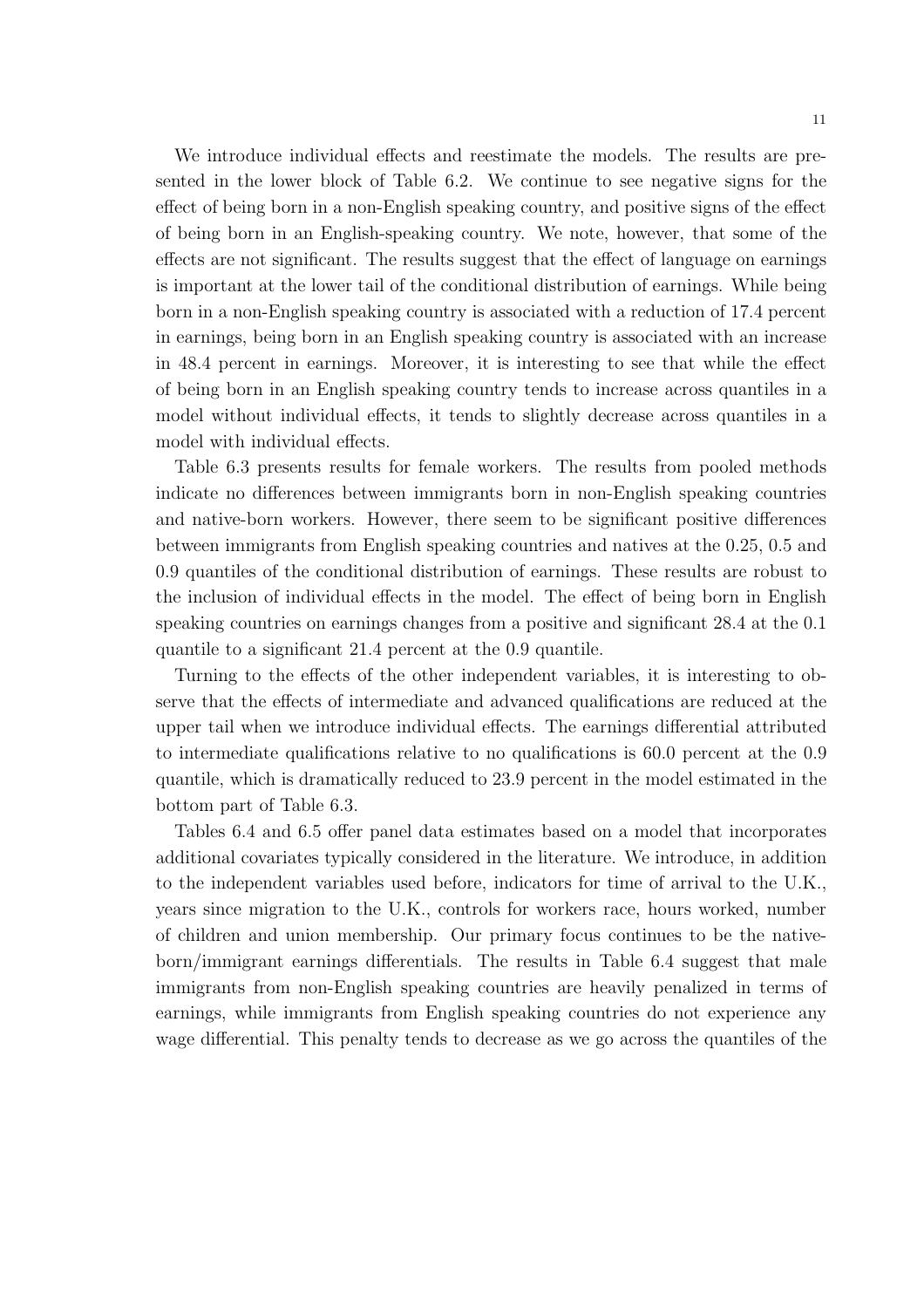We introduce individual effects and reestimate the models. The results are presented in the lower block of Table 6.2. We continue to see negative signs for the effect of being born in a non-English speaking country, and positive signs of the effect of being born in an English-speaking country. We note, however, that some of the effects are not significant. The results suggest that the effect of language on earnings is important at the lower tail of the conditional distribution of earnings. While being born in a non-English speaking country is associated with a reduction of 17.4 percent in earnings, being born in an English speaking country is associated with an increase in 48.4 percent in earnings. Moreover, it is interesting to see that while the effect of being born in an English speaking country tends to increase across quantiles in a model without individual effects, it tends to slightly decrease across quantiles in a model with individual effects.

Table 6.3 presents results for female workers. The results from pooled methods indicate no differences between immigrants born in non-English speaking countries and native-born workers. However, there seem to be significant positive differences between immigrants from English speaking countries and natives at the 0.25, 0.5 and 0.9 quantiles of the conditional distribution of earnings. These results are robust to the inclusion of individual effects in the model. The effect of being born in English speaking countries on earnings changes from a positive and significant 28.4 at the 0.1 quantile to a significant 21.4 percent at the 0.9 quantile.

Turning to the effects of the other independent variables, it is interesting to observe that the effects of intermediate and advanced qualifications are reduced at the upper tail when we introduce individual effects. The earnings differential attributed to intermediate qualifications relative to no qualifications is 60.0 percent at the 0.9 quantile, which is dramatically reduced to 23.9 percent in the model estimated in the bottom part of Table 6.3.

Tables 6.4 and 6.5 offer panel data estimates based on a model that incorporates additional covariates typically considered in the literature. We introduce, in addition to the independent variables used before, indicators for time of arrival to the U.K., years since migration to the U.K., controls for workers race, hours worked, number of children and union membership. Our primary focus continues to be the native-born/immigrant earnings differentials. The results in Table 6.4 suggest that male immigrants from non-English speaking countries are heavily penalized in terms of earnings, while immigrants from English speaking countries do not experience any wage differential. This penalty tends to decrease as we go across the quantiles of the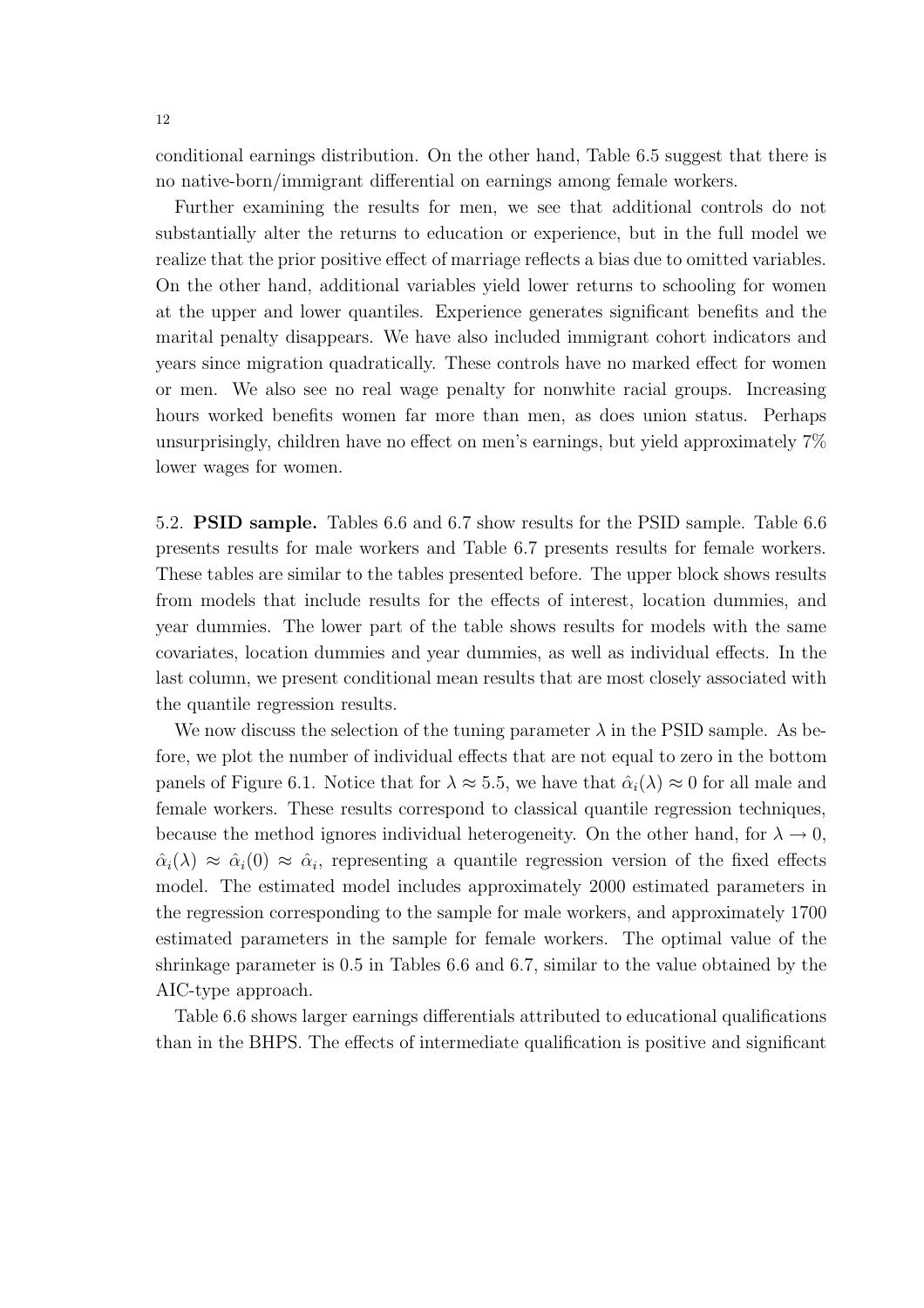conditional earnings distribution. On the other hand, Table 6.5 suggest that there is no native-born/immigrant differential on earnings among female workers.

Further examining the results for men, we see that additional controls do not substantially alter the returns to education or experience, but in the full model we realize that the prior positive effect of marriage reflects a bias due to omitted variables. On the other hand, additional variables yield lower returns to schooling for women at the upper and lower quantiles. Experience generates significant benefits and the marital penalty disappears. We have also included immigrant cohort indicators and years since migration quadratically. These controls have no marked effect for women or men. We also see no real wage penalty for nonwhite racial groups. Increasing hours worked benefits women far more than men, as does union status. Perhaps unsurprisingly, children have no effect on men's earnings, but yield approximately 7% lower wages for women.

5.2. **PSID sample.** Tables 6.6 and 6.7 show results for the PSID sample. Table 6.6 presents results for male workers and Table 6.7 presents results for female workers. These tables are similar to the tables presented before. The upper block shows results from models that include results for the effects of interest, location dummies, and year dummies. The lower part of the table shows results for models with the same covariates, location dummies and year dummies, as well as individual effects. In the last column, we present conditional mean results that are most closely associated with the quantile regression results.

We now discuss the selection of the tuning parameter $\lambda$ in the PSID sample. As before, we plot the number of individual effects that are not equal to zero in the bottom panels of Figure 6.1. Notice that for $\lambda \approx 5.5$, we have that $\hat{\alpha}_i(\lambda) \approx 0$ for all male and female workers. These results correspond to classical quantile regression techniques, because the method ignores individual heterogeneity. On the other hand, for $\lambda \to 0$, $\hat{\alpha}_i(\lambda) \approx \hat{\alpha}_i(0) \approx \hat{\alpha}_i$, representing a quantile regression version of the fixed effects model. The estimated model includes approximately 2000 estimated parameters in the regression corresponding to the sample for male workers, and approximately 1700 estimated parameters in the sample for female workers. The optimal value of the shrinkage parameter is 0.5 in Tables 6.6 and 6.7, similar to the value obtained by the AIC-type approach.

Table 6.6 shows larger earnings differentials attributed to educational qualifications than in the BHPS. The effects of intermediate qualification is positive and significant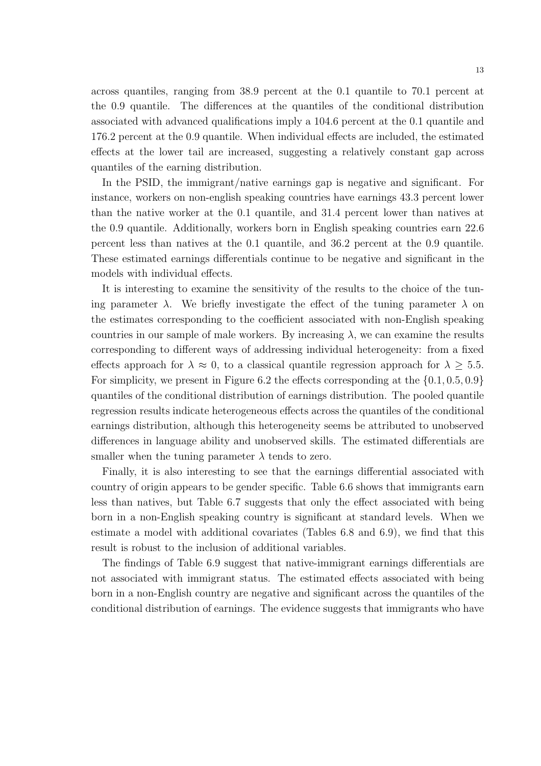across quantiles, ranging from 38.9 percent at the 0.1 quantile to 70.1 percent at the 0.9 quantile. The differences at the quantiles of the conditional distribution associated with advanced qualifications imply a 104.6 percent at the 0.1 quantile and 176.2 percent at the 0.9 quantile. When individual effects are included, the estimated effects at the lower tail are increased, suggesting a relatively constant gap across quantiles of the earning distribution.

In the PSID, the immigrant/native earnings gap is negative and significant. For instance, workers on non-english speaking countries have earnings 43.3 percent lower than the native worker at the 0.1 quantile, and 31.4 percent lower than natives at the 0.9 quantile. Additionally, workers born in English speaking countries earn 22.6 percent less than natives at the 0.1 quantile, and 36.2 percent at the 0.9 quantile. These estimated earnings differentials continue to be negative and significant in the models with individual effects.

It is interesting to examine the sensitivity of the results to the choice of the tuning parameter $\lambda$. We briefly investigate the effect of the tuning parameter $\lambda$ on the estimates corresponding to the coefficient associated with non-English speaking countries in our sample of male workers. By increasing $\lambda$, we can examine the results corresponding to different ways of addressing individual heterogeneity: from a fixed effects approach for $\lambda \approx 0$, to a classical quantile regression approach for $\lambda \geq 5.5$. For simplicity, we present in Figure 6.2 the effects corresponding at the $\{0.1, 0.5, 0.9\}$ quantiles of the conditional distribution of earnings distribution. The pooled quantile regression results indicate heterogeneous effects across the quantiles of the conditional earnings distribution, although this heterogeneity seems be attributed to unobserved differences in language ability and unobserved skills. The estimated differentials are smaller when the tuning parameter $\lambda$ tends to zero.

Finally, it is also interesting to see that the earnings differential associated with country of origin appears to be gender specific. Table 6.6 shows that immigrants earn less than natives, but Table 6.7 suggests that only the effect associated with being born in a non-English speaking country is significant at standard levels. When we estimate a model with additional covariates (Tables 6.8 and 6.9), we find that this result is robust to the inclusion of additional variables.

The findings of Table 6.9 suggest that native-immigrant earnings differentials are not associated with immigrant status. The estimated effects associated with being born in a non-English country are negative and significant across the quantiles of the conditional distribution of earnings. The evidence suggests that immigrants who have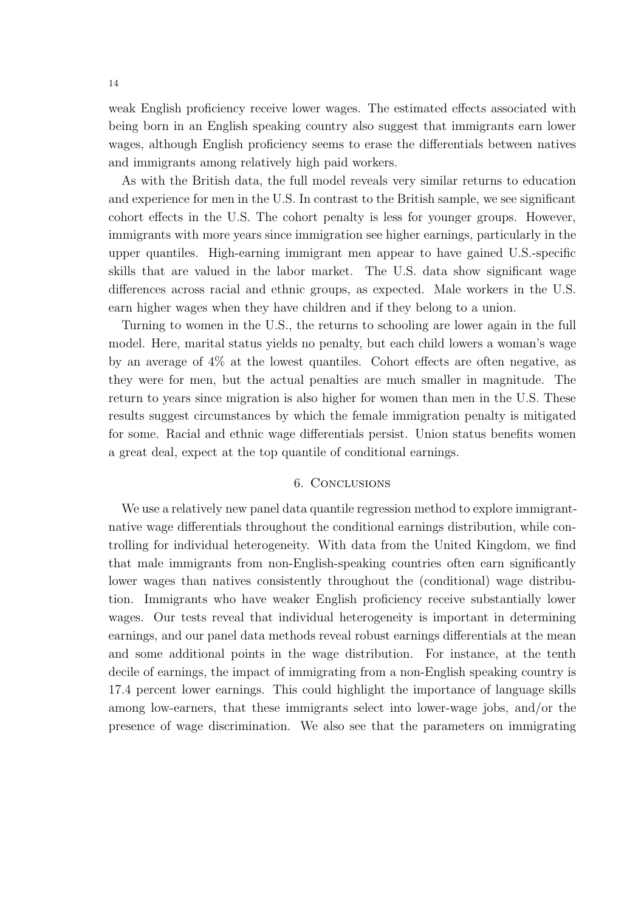weak English proficiency receive lower wages. The estimated effects associated with being born in an English speaking country also suggest that immigrants earn lower wages, although English proficiency seems to erase the differentials between natives and immigrants among relatively high paid workers.

As with the British data, the full model reveals very similar returns to education and experience for men in the U.S. In contrast to the British sample, we see significant cohort effects in the U.S. The cohort penalty is less for younger groups. However, immigrants with more years since immigration see higher earnings, particularly in the upper quantiles. High-earning immigrant men appear to have gained U.S.-specific skills that are valued in the labor market. The U.S. data show significant wage differences across racial and ethnic groups, as expected. Male workers in the U.S. earn higher wages when they have children and if they belong to a union.

Turning to women in the U.S., the returns to schooling are lower again in the full model. Here, marital status yields no penalty, but each child lowers a woman's wage by an average of 4% at the lowest quantiles. Cohort effects are often negative, as they were for men, but the actual penalties are much smaller in magnitude. The return to years since migration is also higher for women than men in the U.S. These results suggest circumstances by which the female immigration penalty is mitigated for some. Racial and ethnic wage differentials persist. Union status benefits women a great deal, expect at the top quantile of conditional earnings.

## 6. Conclusions

We use a relatively new panel data quantile regression method to explore immigrant-native wage differentials throughout the conditional earnings distribution, while controlling for individual heterogeneity. With data from the United Kingdom, we find that male immigrants from non-English-speaking countries often earn significantly lower wages than natives consistently throughout the (conditional) wage distribution. Immigrants who have weaker English proficiency receive substantially lower wages. Our tests reveal that individual heterogeneity is important in determining earnings, and our panel data methods reveal robust earnings differentials at the mean and some additional points in the wage distribution. For instance, at the tenth decile of earnings, the impact of immigrating from a non-English speaking country is 17.4 percent lower earnings. This could highlight the importance of language skills among low-earners, that these immigrants select into lower-wage jobs, and/or the presence of wage discrimination. We also see that the parameters on immigrating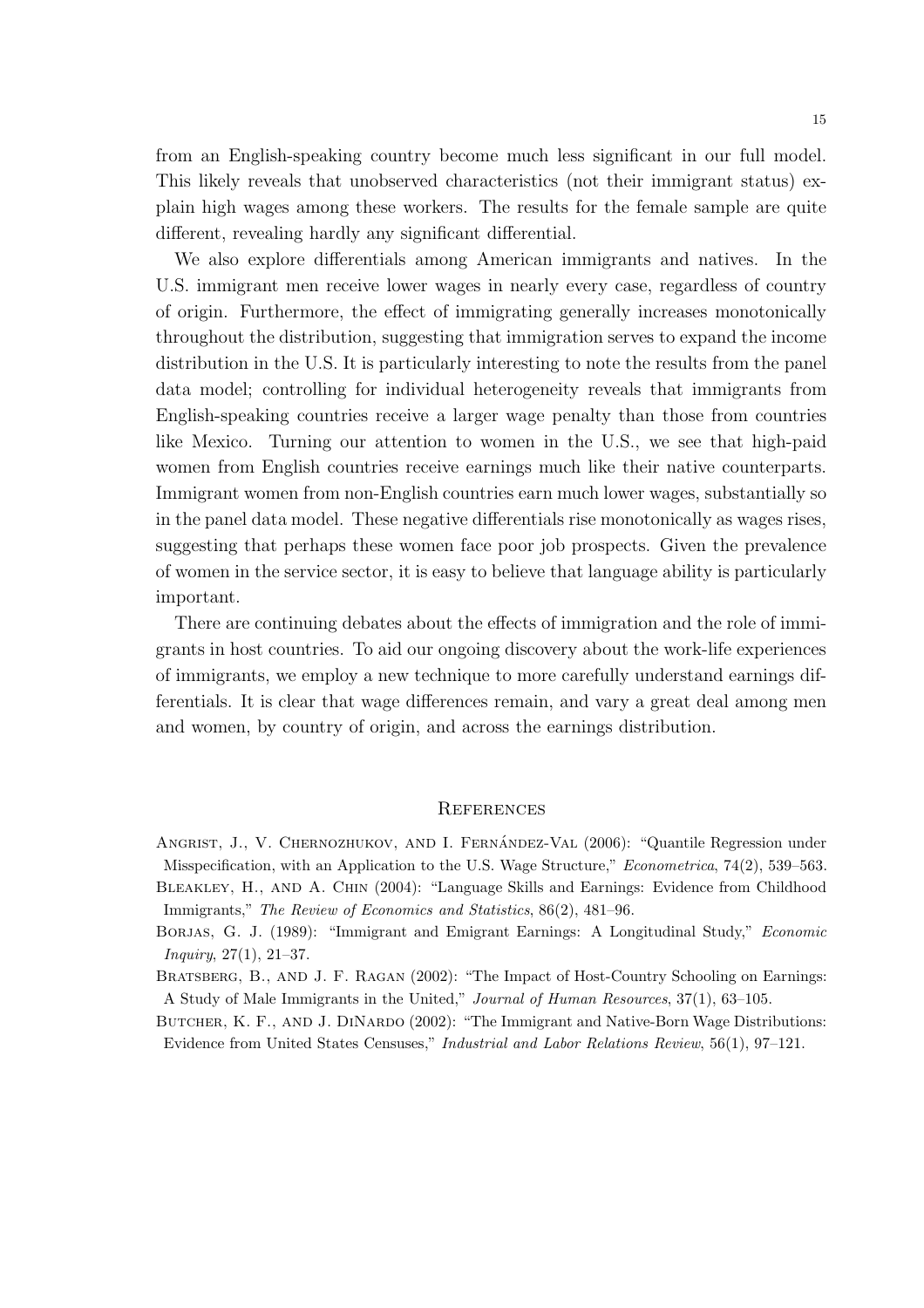from an English-speaking country become much less significant in our full model. This likely reveals that unobserved characteristics (not their immigrant status) explain high wages among these workers. The results for the female sample are quite different, revealing hardly any significant differential.

We also explore differentials among American immigrants and natives. In the U.S. immigrant men receive lower wages in nearly every case, regardless of country of origin. Furthermore, the effect of immigrating generally increases monotonically throughout the distribution, suggesting that immigration serves to expand the income distribution in the U.S. It is particularly interesting to note the results from the panel data model; controlling for individual heterogeneity reveals that immigrants from English-speaking countries receive a larger wage penalty than those from countries like Mexico. Turning our attention to women in the U.S., we see that high-paid women from English countries receive earnings much like their native counterparts. Immigrant women from non-English countries earn much lower wages, substantially so in the panel data model. These negative differentials rise monotonically as wages rises, suggesting that perhaps these women face poor job prospects. Given the prevalence of women in the service sector, it is easy to believe that language ability is particularly important.

There are continuing debates about the effects of immigration and the role of immigrants in host countries. To aid our ongoing discovery about the work-life experiences of immigrants, we employ a new technique to more carefully understand earnings differentials. It is clear that wage differences remain, and vary a great deal among men and women, by country of origin, and across the earnings distribution.

## References

Angrist, J., V. Chernozhukov, and I. Fernández-Val (2006): "Quantile Regression under Misspecification, with an Application to the U.S. Wage Structure," *Econometrica*, 74(2), 539–563.

Bleakley, H., and A. Chin (2004): "Language Skills and Earnings: Evidence from Childhood Immigrants," *The Review of Economics and Statistics*, 86(2), 481–96.

Borjas, G. J. (1989): "Immigrant and Emigrant Earnings: A Longitudinal Study," *Economic Inquiry*, 27(1), 21–37.

Bratsberg, B., and J. F. Ragan (2002): "The Impact of Host-Country Schooling on Earnings: A Study of Male Immigrants in the United," *Journal of Human Resources*, 37(1), 63–105.

Butcher, K. F., and J. DiNardo (2002): "The Immigrant and Native-Born Wage Distributions: Evidence from United States Censuses," *Industrial and Labor Relations Review*, 56(1), 97–121.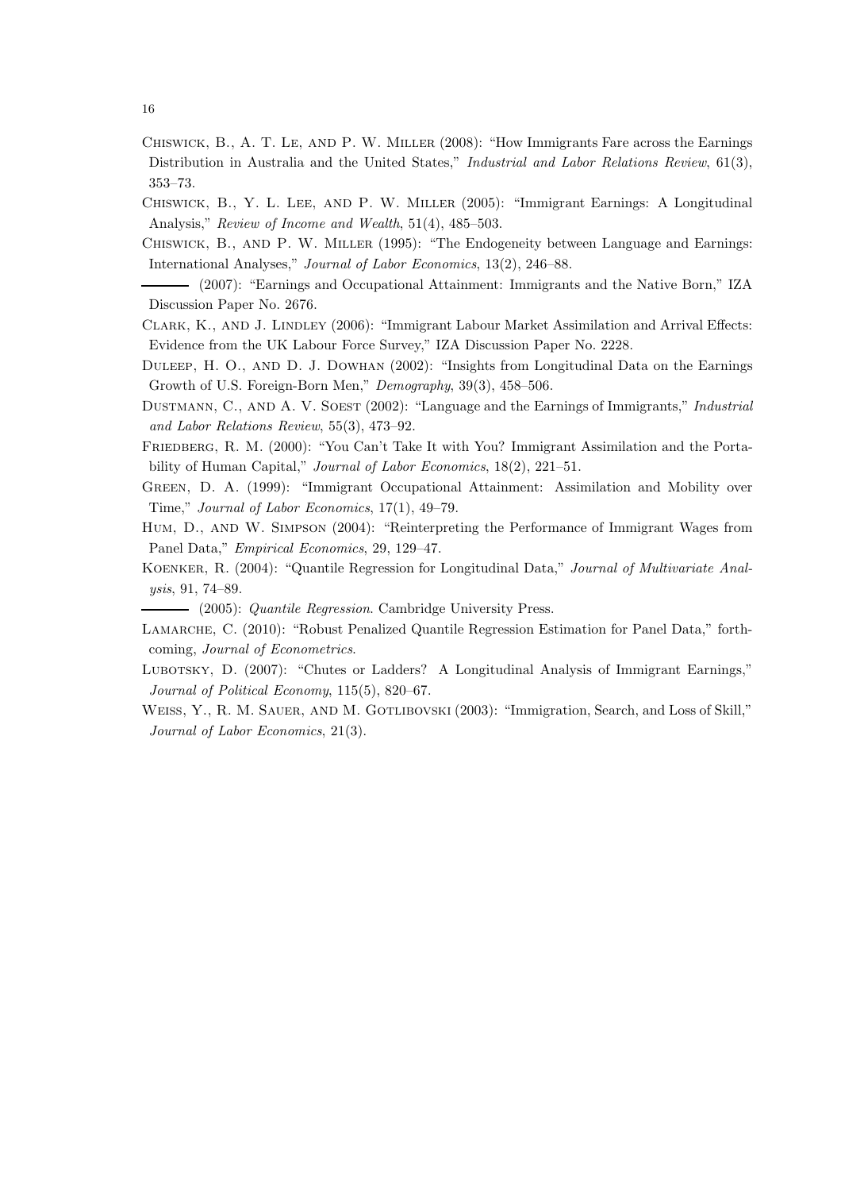Chiswick, B., A. T. Le, and P. W. Miller (2008): "How Immigrants Fare across the Earnings Distribution in Australia and the United States," *Industrial and Labor Relations Review*, 61(3), 353–73.

Chiswick, B., Y. L. Lee, and P. W. Miller (2005): "Immigrant Earnings: A Longitudinal Analysis," *Review of Income and Wealth*, 51(4), 485–503.

Chiswick, B., and P. W. Miller (1995): "The Endogeneity between Language and Earnings: International Analyses," *Journal of Labor Economics*, 13(2), 246–88.

——— (2007): "Earnings and Occupational Attainment: Immigrants and the Native Born," IZA Discussion Paper No. 2676.

Clark, K., and J. Lindley (2006): "Immigrant Labour Market Assimilation and Arrival Effects: Evidence from the UK Labour Force Survey," IZA Discussion Paper No. 2228.

Duleep, H. O., and D. J. Dowhan (2002): "Insights from Longitudinal Data on the Earnings Growth of U.S. Foreign-Born Men," *Demography*, 39(3), 458–506.

Dustmann, C., and A. V. Soest (2002): "Language and the Earnings of Immigrants," *Industrial and Labor Relations Review*, 55(3), 473–92.

Friedberg, R. M. (2000): "You Can't Take It with You? Immigrant Assimilation and the Portability of Human Capital," *Journal of Labor Economics*, 18(2), 221–51.

Green, D. A. (1999): "Immigrant Occupational Attainment: Assimilation and Mobility over Time," *Journal of Labor Economics*, 17(1), 49–79.

Hum, D., and W. Simpson (2004): "Reinterpreting the Performance of Immigrant Wages from Panel Data," *Empirical Economics*, 29, 129–47.

Koenker, R. (2004): "Quantile Regression for Longitudinal Data," *Journal of Multivariate Analysis*, 91, 74–89.

——— (2005): *Quantile Regression*. Cambridge University Press.

Lamarche, C. (2010): "Robust Penalized Quantile Regression Estimation for Panel Data," forthcoming, *Journal of Econometrics*.

Lubotsky, D. (2007): "Chutes or Ladders? A Longitudinal Analysis of Immigrant Earnings," *Journal of Political Economy*, 115(5), 820–67.

Weiss, Y., R. M. Sauer, and M. Gotlibovski (2003): "Immigration, Search, and Loss of Skill," *Journal of Labor Economics*, 21(3).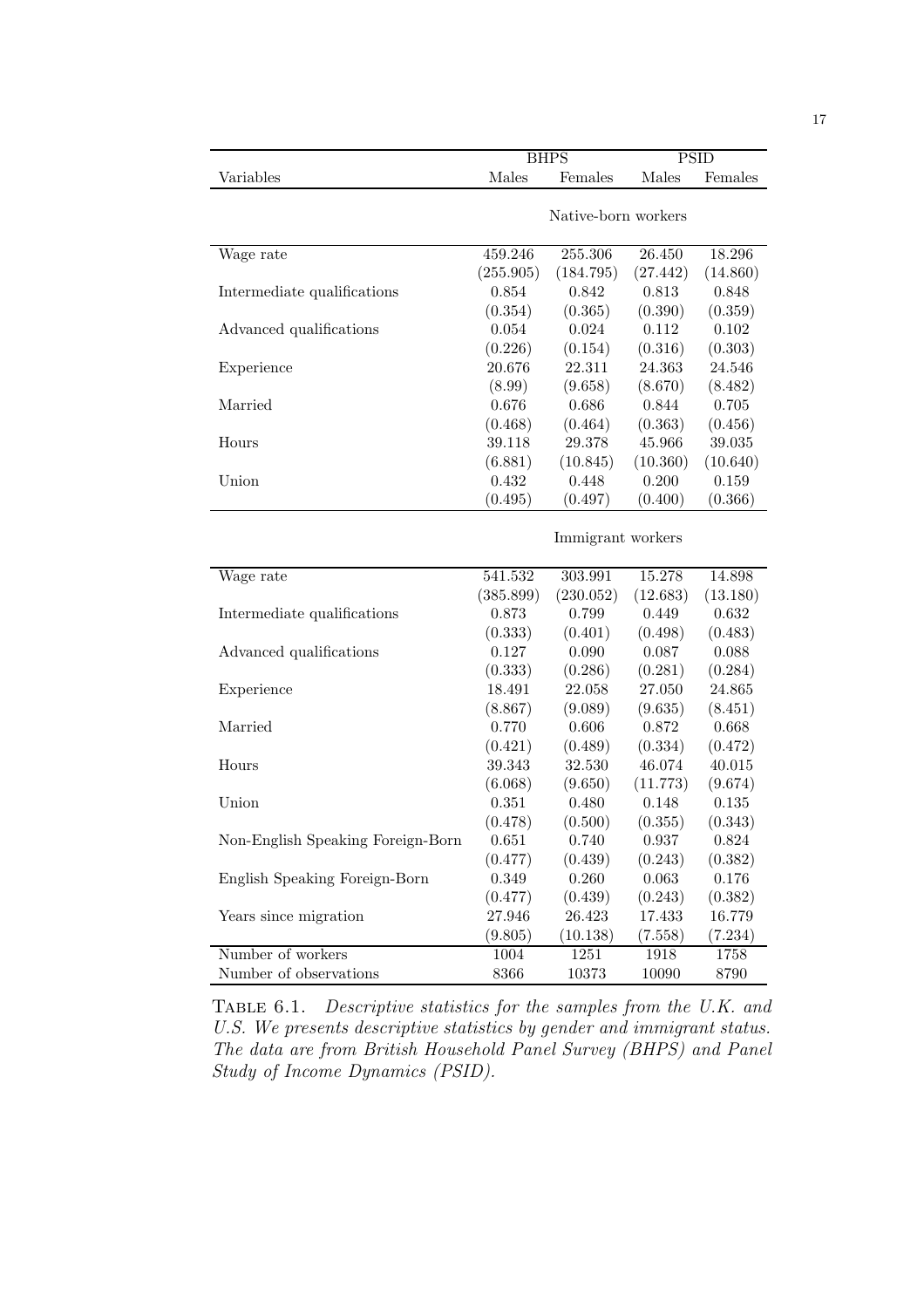| | BHPS | | PSID | |
|---|---|---|---|---|
| Variables | Males | Females | Males | Females |
| | Native-born workers | | | |
| Wage rate | 459.246 | 255.306 | 26.450 | 18.296 |
| | (255.905) | (184.795) | (27.442) | (14.860) |
| Intermediate qualifications | 0.854 | 0.842 | 0.813 | 0.848 |
| | (0.354) | (0.365) | (0.390) | (0.359) |
| Advanced qualifications | 0.054 | 0.024 | 0.112 | 0.102 |
| | (0.226) | (0.154) | (0.316) | (0.303) |
| Experience | 20.676 | 22.311 | 24.363 | 24.546 |
| | (8.99) | (9.658) | (8.670) | (8.482) |
| Married | 0.676 | 0.686 | 0.844 | 0.705 |
| | (0.468) | (0.464) | (0.363) | (0.456) |
| Hours | 39.118 | 29.378 | 45.966 | 39.035 |
| | (6.881) | (10.845) | (10.360) | (10.640) |
| Union | 0.432 | 0.448 | 0.200 | 0.159 |
| | (0.495) | (0.497) | (0.400) | (0.366) |
| | Immigrant workers | | | |
| Wage rate | 541.532 | 303.991 | 15.278 | 14.898 |
| | (385.899) | (230.052) | (12.683) | (13.180) |
| Intermediate qualifications | 0.873 | 0.799 | 0.449 | 0.632 |
| | (0.333) | (0.401) | (0.498) | (0.483) |
| Advanced qualifications | 0.127 | 0.090 | 0.087 | 0.088 |
| | (0.333) | (0.286) | (0.281) | (0.284) |
| Experience | 18.491 | 22.058 | 27.050 | 24.865 |
| | (8.867) | (9.089) | (9.635) | (8.451) |
| Married | 0.770 | 0.606 | 0.872 | 0.668 |
| | (0.421) | (0.489) | (0.334) | (0.472) |
| Hours | 39.343 | 32.530 | 46.074 | 40.015 |
| | (6.068) | (9.650) | (11.773) | (9.674) |
| Union | 0.351 | 0.480 | 0.148 | 0.135 |
| | (0.478) | (0.500) | (0.355) | (0.343) |
| Non-English Speaking Foreign-Born | 0.651 | 0.740 | 0.937 | 0.824 |
| | (0.477) | (0.439) | (0.243) | (0.382) |
| English Speaking Foreign-Born | 0.349 | 0.260 | 0.063 | 0.176 |
| | (0.477) | (0.439) | (0.243) | (0.382) |
| Years since migration | 27.946 | 26.423 | 17.433 | 16.779 |
| | (9.805) | (10.138) | (7.558) | (7.234) |
| Number of workers | 1004 | 1251 | 1918 | 1758 |
| Number of observations | 8366 | 10373 | 10090 | 8790 |

Table 6.1. *Descriptive statistics for the samples from the U.K. and U.S. We presents descriptive statistics by gender and immigrant status. The data are from British Household Panel Survey (BHPS) and Panel Study of Income Dynamics (PSID).*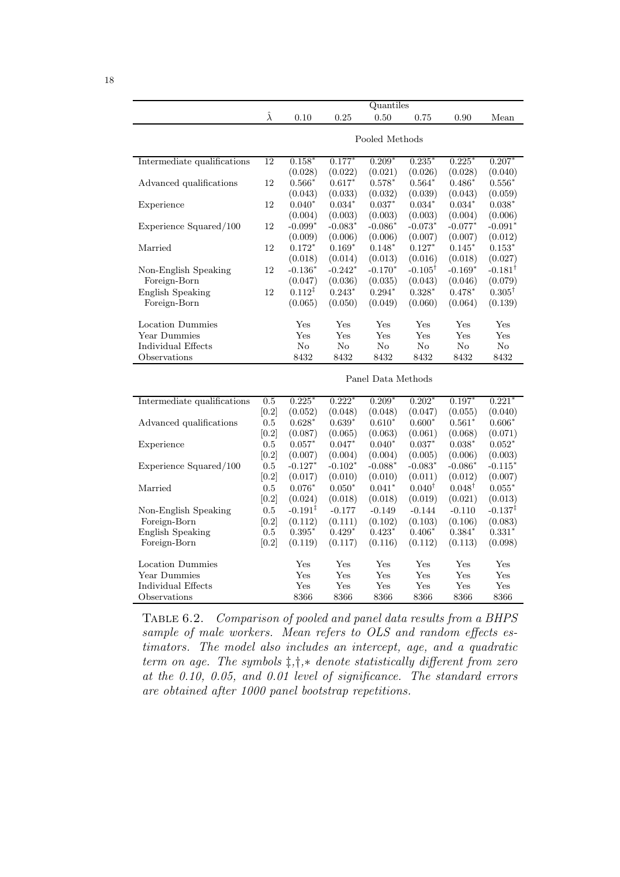| | $\hat{\lambda}$ | 0.10 | 0.25 | 0.50 | 0.75 | 0.90 | Mean |
|---|---|---|---|---|---|---|---|
| | | Quantiles | | | | | |
| | | **Pooled Methods** | | | | | |
| Intermediate qualifications | 12 | $0.158^{*}$ | $0.177^{*}$ | $0.209^{*}$ | $0.235^{*}$ | $0.225^{*}$ | $0.207^{*}$ |
| | | (0.028) | (0.022) | (0.021) | (0.026) | (0.028) | (0.040) |
| Advanced qualifications | 12 | $0.566^{*}$ | $0.617^{*}$ | $0.578^{*}$ | $0.564^{*}$ | $0.486^{*}$ | $0.556^{*}$ |
| | | (0.043) | (0.033) | (0.032) | (0.039) | (0.043) | (0.059) |
| Experience | 12 | $0.040^{*}$ | $0.034^{*}$ | $0.037^{*}$ | $0.034^{*}$ | $0.034^{*}$ | $0.038^{*}$ |
| | | (0.004) | (0.003) | (0.003) | (0.003) | (0.004) | (0.006) |
| Experience Squared/100 | 12 | $-0.099^{*}$ | $-0.083^{*}$ | $-0.086^{*}$ | $-0.073^{*}$ | $-0.077^{*}$ | $-0.091^{*}$ |
| | | (0.009) | (0.006) | (0.006) | (0.007) | (0.007) | (0.012) |
| Married | 12 | $0.172^{*}$ | $0.169^{*}$ | $0.148^{*}$ | $0.127^{*}$ | $0.145^{*}$ | $0.153^{*}$ |
| | | (0.018) | (0.014) | (0.013) | (0.016) | (0.018) | (0.027) |
| Non-English Speaking | 12 | $-0.136^{*}$ | $-0.242^{*}$ | $-0.170^{*}$ | $-0.105^{\dagger}$ | $-0.169^{*}$ | $-0.181^{\dagger}$ |
| Foreign-Born | | (0.047) | (0.036) | (0.035) | (0.043) | (0.046) | (0.079) |
| English Speaking | 12 | $0.112^{\ddagger}$ | $0.243^{*}$ | $0.294^{*}$ | $0.328^{*}$ | $0.478^{*}$ | $0.305^{\dagger}$ |
| Foreign-Born | | (0.065) | (0.050) | (0.049) | (0.060) | (0.064) | (0.139) |
| Location Dummies | | Yes | Yes | Yes | Yes | Yes | Yes |
| Year Dummies | | Yes | Yes | Yes | Yes | Yes | Yes |
| Individual Effects | | No | No | No | No | No | No |
| Observations | | 8432 | 8432 | 8432 | 8432 | 8432 | 8432 |
| | | **Panel Data Methods** | | | | | |
| Intermediate qualifications | 0.5 | $0.225^{*}$ | $0.222^{*}$ | $0.209^{*}$ | $0.202^{*}$ | $0.197^{*}$ | $0.221^{*}$ |
| | [0.2] | (0.052) | (0.048) | (0.048) | (0.047) | (0.055) | (0.040) |
| Advanced qualifications | 0.5 | $0.628^{*}$ | $0.639^{*}$ | $0.610^{*}$ | $0.600^{*}$ | $0.561^{*}$ | $0.606^{*}$ |
| | [0.2] | (0.087) | (0.065) | (0.063) | (0.061) | (0.068) | (0.071) |
| Experience | 0.5 | $0.057^{*}$ | $0.047^{*}$ | $0.040^{*}$ | $0.037^{*}$ | $0.038^{*}$ | $0.052^{*}$ |
| | [0.2] | (0.007) | (0.004) | (0.004) | (0.005) | (0.006) | (0.003) |
| Experience Squared/100 | 0.5 | $-0.127^{*}$ | $-0.102^{*}$ | $-0.088^{*}$ | $-0.083^{*}$ | $-0.086^{*}$ | $-0.115^{*}$ |
| | [0.2] | (0.017) | (0.010) | (0.010) | (0.011) | (0.012) | (0.007) |
| Married | 0.5 | $0.076^{*}$ | $0.050^{*}$ | $0.041^{*}$ | $0.040^{\dagger}$ | $0.048^{\dagger}$ | $0.055^{*}$ |
| | [0.2] | (0.024) | (0.018) | (0.018) | (0.019) | (0.021) | (0.013) |
| Non-English Speaking | 0.5 | $-0.191^{\ddagger}$ | -0.177 | -0.149 | -0.144 | -0.110 | $-0.137^{\ddagger}$ |
| Foreign-Born | [0.2] | (0.112) | (0.111) | (0.102) | (0.103) | (0.106) | (0.083) |
| English Speaking | 0.5 | $0.395^{*}$ | $0.429^{*}$ | $0.423^{*}$ | $0.406^{*}$ | $0.384^{*}$ | $0.331^{*}$ |
| Foreign-Born | [0.2] | (0.119) | (0.117) | (0.116) | (0.112) | (0.113) | (0.098) |
| Location Dummies | | Yes | Yes | Yes | Yes | Yes | Yes |
| Year Dummies | | Yes | Yes | Yes | Yes | Yes | Yes |
| Individual Effects | | Yes | Yes | Yes | Yes | Yes | Yes |
| Observations | | 8366 | 8366 | 8366 | 8366 | 8366 | 8366 |

TABLE 6.2. *Comparison of pooled and panel data results from a BHPS sample of male workers. Mean refers to OLS and random effects estimators. The model also includes an intercept, age, and a quadratic term on age. The symbols ‡,†,∗ denote statistically different from zero at the 0.10, 0.05, and 0.01 level of significance. The standard errors are obtained after 1000 panel bootstrap repetitions.*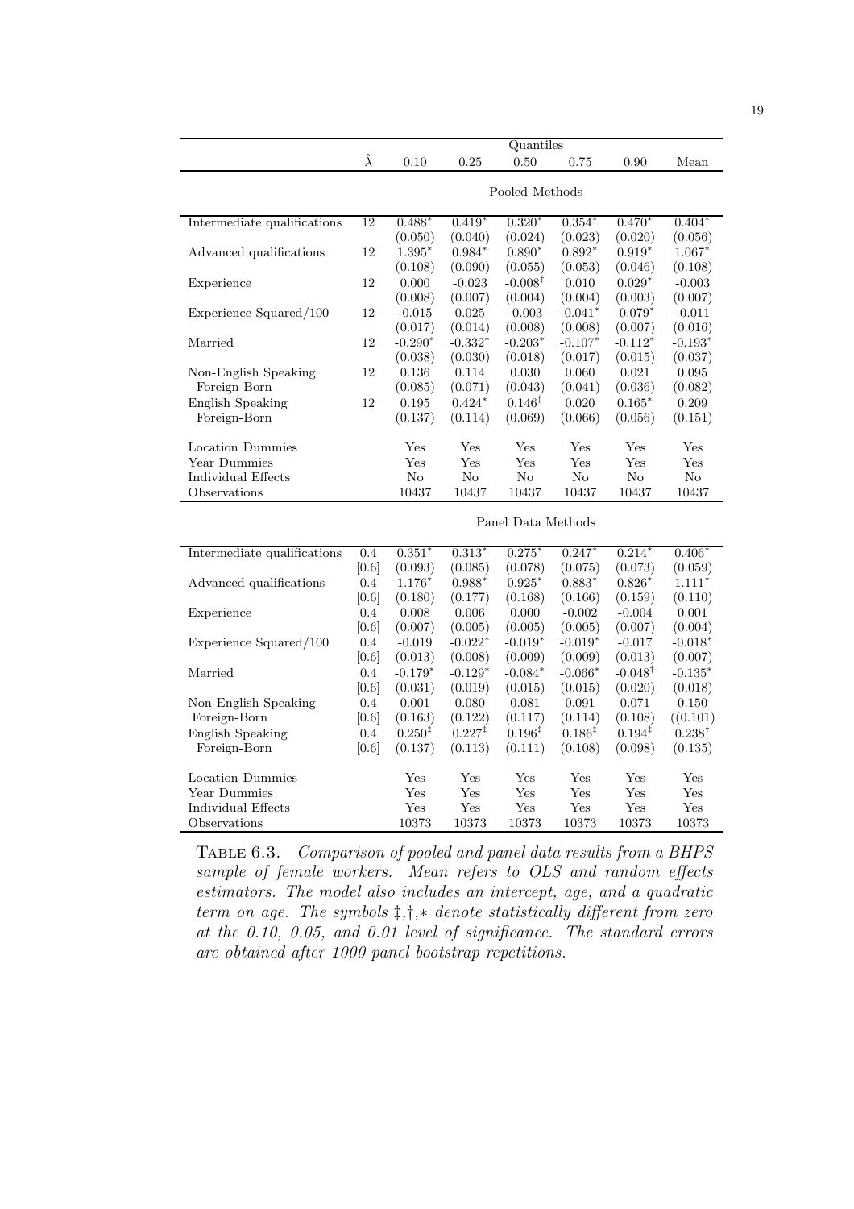| | $\hat{\lambda}$ | Quantiles | | | | | |
|---|---|---|---|---|---|---|---|
| | | 0.10 | 0.25 | 0.50 | 0.75 | 0.90 | Mean |
| | | Pooled Methods | | | | | |
| Intermediate qualifications | 12 | $0.488^*$ | $0.419^*$ | $0.320^*$ | $0.354^*$ | $0.470^*$ | $0.404^*$ |
| | | (0.050) | (0.040) | (0.024) | (0.023) | (0.020) | (0.056) |
| Advanced qualifications | 12 | $1.395^*$ | $0.984^*$ | $0.890^*$ | $0.892^*$ | $0.919^*$ | $1.067^*$ |
| | | (0.108) | (0.090) | (0.055) | (0.053) | (0.046) | (0.108) |
| Experience | 12 | 0.000 | -0.023 | $-0.008^\dagger$ | 0.010 | $0.029^*$ | -0.003 |
| | | (0.008) | (0.007) | (0.004) | (0.004) | (0.003) | (0.007) |
| Experience Squared/100 | 12 | -0.015 | 0.025 | -0.003 | $-0.041^*$ | $-0.079^*$ | -0.011 |
| | | (0.017) | (0.014) | (0.008) | (0.008) | (0.007) | (0.016) |
| Married | 12 | $-0.290^*$ | $-0.332^*$ | $-0.203^*$ | $-0.107^*$ | $-0.112^*$ | $-0.193^*$ |
| | | (0.038) | (0.030) | (0.018) | (0.017) | (0.015) | (0.037) |
| Non-English Speaking | 12 | 0.136 | 0.114 | 0.030 | 0.060 | 0.021 | 0.095 |
| Foreign-Born | | (0.085) | (0.071) | (0.043) | (0.041) | (0.036) | (0.082) |
| English Speaking | 12 | 0.195 | $0.424^*$ | $0.146^\ddagger$ | 0.020 | $0.165^*$ | 0.209 |
| Foreign-Born | | (0.137) | (0.114) | (0.069) | (0.066) | (0.056) | (0.151) |
| Location Dummies | | Yes | Yes | Yes | Yes | Yes | Yes |
| Year Dummies | | Yes | Yes | Yes | Yes | Yes | Yes |
| Individual Effects | | No | No | No | No | No | No |
| Observations | | 10437 | 10437 | 10437 | 10437 | 10437 | 10437 |
| | | Panel Data Methods | | | | | |
| Intermediate qualifications | 0.4 | $0.351^*$ | $0.313^*$ | $0.275^*$ | $0.247^*$ | $0.214^*$ | $0.406^*$ |
| | [0.6] | (0.093) | (0.085) | (0.078) | (0.075) | (0.073) | (0.059) |
| Advanced qualifications | 0.4 | $1.176^*$ | $0.988^*$ | $0.925^*$ | $0.883^*$ | $0.826^*$ | $1.111^*$ |
| | [0.6] | (0.180) | (0.177) | (0.168) | (0.166) | (0.159) | (0.110) |
| Experience | 0.4 | 0.008 | 0.006 | 0.000 | -0.002 | -0.004 | 0.001 |
| | [0.6] | (0.007) | (0.005) | (0.005) | (0.005) | (0.007) | (0.004) |
| Experience Squared/100 | 0.4 | -0.019 | $-0.022^*$ | $-0.019^*$ | $-0.019^*$ | -0.017 | $-0.018^*$ |
| | [0.6] | (0.013) | (0.008) | (0.009) | (0.009) | (0.013) | (0.007) |
| Married | 0.4 | $-0.179^*$ | $-0.129^*$ | $-0.084^*$ | $-0.066^*$ | $-0.048^\dagger$ | $-0.135^*$ |
| | [0.6] | (0.031) | (0.019) | (0.015) | (0.015) | (0.020) | (0.018) |
| Non-English Speaking | 0.4 | 0.001 | 0.080 | 0.081 | 0.091 | 0.071 | 0.150 |
| Foreign-Born | [0.6] | (0.163) | (0.122) | (0.117) | (0.114) | (0.108) | ((0.101) |
| English Speaking | 0.4 | $0.250^\ddagger$ | $0.227^\ddagger$ | $0.196^\ddagger$ | $0.186^\ddagger$ | $0.194^\ddagger$ | $0.238^\dagger$ |
| Foreign-Born | [0.6] | (0.137) | (0.113) | (0.111) | (0.108) | (0.098) | (0.135) |
| Location Dummies | | Yes | Yes | Yes | Yes | Yes | Yes |
| Year Dummies | | Yes | Yes | Yes | Yes | Yes | Yes |
| Individual Effects | | Yes | Yes | Yes | Yes | Yes | Yes |
| Observations | | 10373 | 10373 | 10373 | 10373 | 10373 | 10373 |

Table 6.3. *Comparison of pooled and panel data results from a BHPS sample of female workers. Mean refers to OLS and random effects estimators. The model also includes an intercept, age, and a quadratic term on age. The symbols ‡,†,∗ denote statistically different from zero at the 0.10, 0.05, and 0.01 level of significance. The standard errors are obtained after 1000 panel bootstrap repetitions.*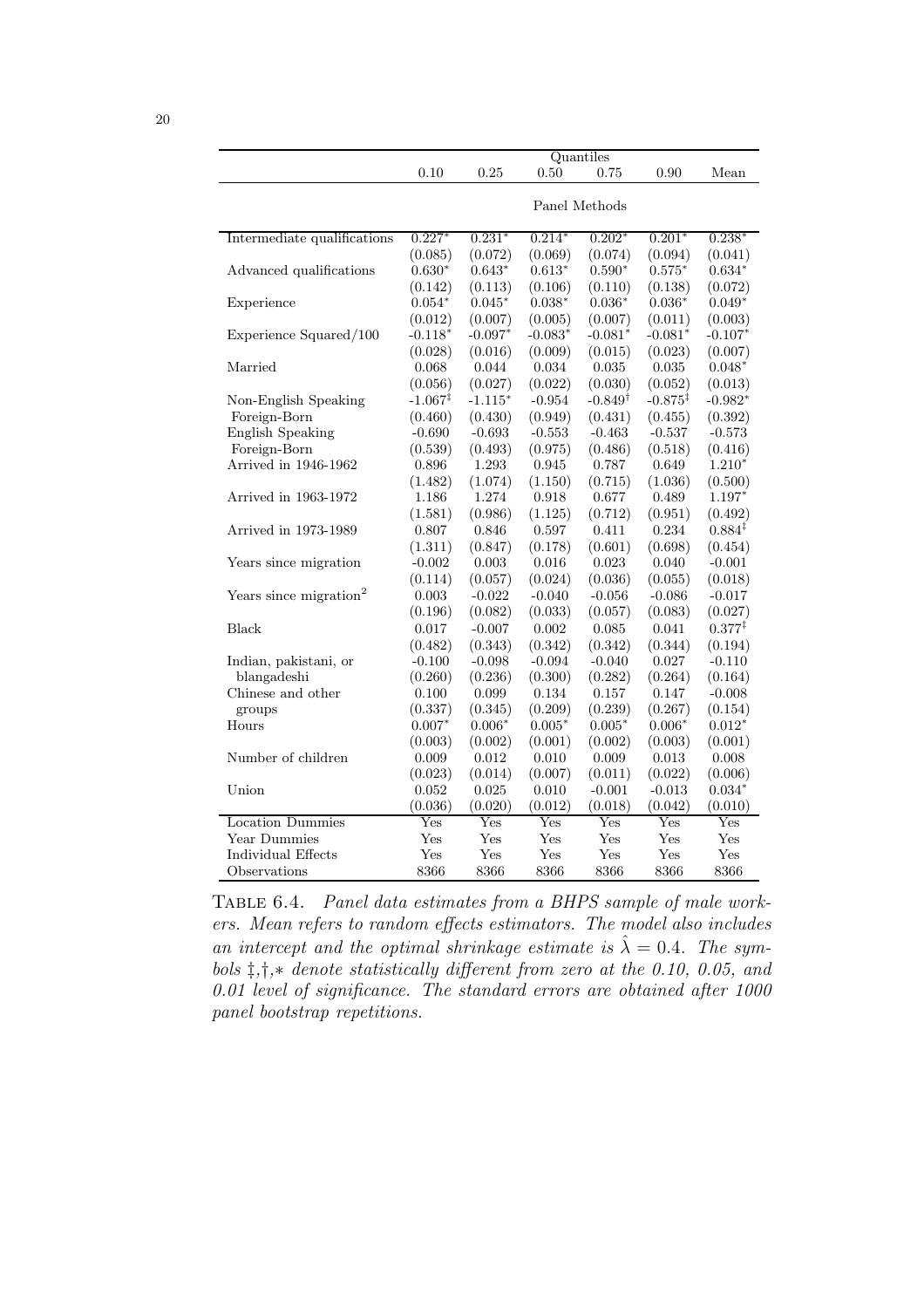| | Quantiles | | | | | |
|---|---|---|---|---|---|---|
| | 0.10 | 0.25 | 0.50 | 0.75 | 0.90 | Mean |
| | Panel Methods | | | | | |
| Intermediate qualifications | $0.227^*$ | $0.231^*$ | $0.214^*$ | $0.202^*$ | $0.201^*$ | $0.238^*$ |
| | (0.085) | (0.072) | (0.069) | (0.074) | (0.094) | (0.041) |
| Advanced qualifications | $0.630^*$ | $0.643^*$ | $0.613^*$ | $0.590^*$ | $0.575^*$ | $0.634^*$ |
| | (0.142) | (0.113) | (0.106) | (0.110) | (0.138) | (0.072) |
| Experience | $0.054^*$ | $0.045^*$ | $0.038^*$ | $0.036^*$ | $0.036^*$ | $0.049^*$ |
| | (0.012) | (0.007) | (0.005) | (0.007) | (0.011) | (0.003) |
| Experience Squared/100 | $-0.118^*$ | $-0.097^*$ | $-0.083^*$ | $-0.081^*$ | $-0.081^*$ | $-0.107^*$ |
| | (0.028) | (0.016) | (0.009) | (0.015) | (0.023) | (0.007) |
| Married | 0.068 | 0.044 | 0.034 | 0.035 | 0.035 | $0.048^*$ |
| | (0.056) | (0.027) | (0.022) | (0.030) | (0.052) | (0.013) |
| Non-English Speaking Foreign-Born | $-1.067^\ddagger$ | $-1.115^*$ | -0.954 | $-0.849^\dagger$ | $-0.875^\ddagger$ | $-0.982^*$ |
| | (0.460) | (0.430) | (0.949) | (0.431) | (0.455) | (0.392) |
| English Speaking Foreign-Born | -0.690 | -0.693 | -0.553 | -0.463 | -0.537 | -0.573 |
| | (0.539) | (0.493) | (0.975) | (0.486) | (0.518) | (0.416) |
| Arrived in 1946-1962 | 0.896 | 1.293 | 0.945 | 0.787 | 0.649 | $1.210^*$ |
| | (1.482) | (1.074) | (1.150) | (0.715) | (1.036) | (0.500) |
| Arrived in 1963-1972 | 1.186 | 1.274 | 0.918 | 0.677 | 0.489 | $1.197^*$ |
| | (1.581) | (0.986) | (1.125) | (0.712) | (0.951) | (0.492) |
| Arrived in 1973-1989 | 0.807 | 0.846 | 0.597 | 0.411 | 0.234 | $0.884^\ddagger$ |
| | (1.311) | (0.847) | (0.178) | (0.601) | (0.698) | (0.454) |
| Years since migration | -0.002 | 0.003 | 0.016 | 0.023 | 0.040 | -0.001 |
| | (0.114) | (0.057) | (0.024) | (0.036) | (0.055) | (0.018) |
| Years since migration$^2$ | 0.003 | -0.022 | -0.040 | -0.056 | -0.086 | -0.017 |
| | (0.196) | (0.082) | (0.033) | (0.057) | (0.083) | (0.027) |
| Black | 0.017 | -0.007 | 0.002 | 0.085 | 0.041 | $0.377^\ddagger$ |
| | (0.482) | (0.343) | (0.342) | (0.342) | (0.344) | (0.194) |
| Indian, pakistani, or blangadeshi | -0.100 | -0.098 | -0.094 | -0.040 | 0.027 | -0.110 |
| | (0.260) | (0.236) | (0.300) | (0.282) | (0.264) | (0.164) |
| Chinese and other groups | 0.100 | 0.099 | 0.134 | 0.157 | 0.147 | -0.008 |
| | (0.337) | (0.345) | (0.209) | (0.239) | (0.267) | (0.154) |
| Hours | $0.007^*$ | $0.006^*$ | $0.005^*$ | $0.005^*$ | $0.006^*$ | $0.012^*$ |
| | (0.003) | (0.002) | (0.001) | (0.002) | (0.003) | (0.001) |
| Number of children | 0.009 | 0.012 | 0.010 | 0.009 | 0.013 | 0.008 |
| | (0.023) | (0.014) | (0.007) | (0.011) | (0.022) | (0.006) |
| Union | 0.052 | 0.025 | 0.010 | -0.001 | -0.013 | $0.034^*$ |
| | (0.036) | (0.020) | (0.012) | (0.018) | (0.042) | (0.010) |
| Location Dummies | Yes | Yes | Yes | Yes | Yes | Yes |
| Year Dummies | Yes | Yes | Yes | Yes | Yes | Yes |
| Individual Effects | Yes | Yes | Yes | Yes | Yes | Yes |
| Observations | 8366 | 8366 | 8366 | 8366 | 8366 | 8366 |

TABLE 6.4. *Panel data estimates from a BHPS sample of male workers. Mean refers to random effects estimators. The model also includes an intercept and the optimal shrinkage estimate is $\hat{\lambda} = 0.4$. The symbols ‡,†,∗ denote statistically different from zero at the 0.10, 0.05, and 0.01 level of significance. The standard errors are obtained after 1000 panel bootstrap repetitions.*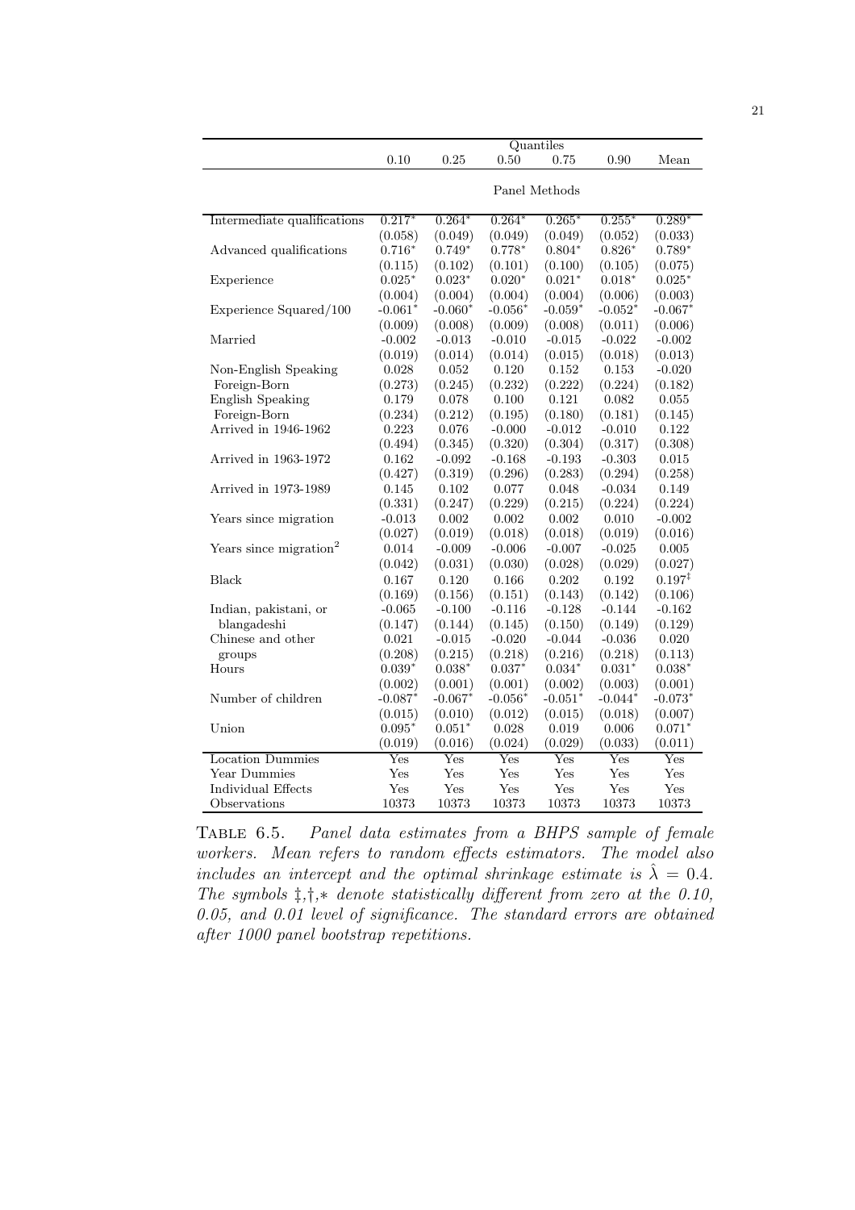| | Quantiles | | | | | |
|---|---|---|---|---|---|---|
| | 0.10 | 0.25 | 0.50 | 0.75 | 0.90 | Mean |
| | Panel Methods | | | | | |
| Intermediate qualifications | 0.217* | 0.264* | 0.264* | 0.265* | 0.255* | 0.289* |
| | (0.058) | (0.049) | (0.049) | (0.049) | (0.052) | (0.033) |
| Advanced qualifications | 0.716* | 0.749* | 0.778* | 0.804* | 0.826* | 0.789* |
| | (0.115) | (0.102) | (0.101) | (0.100) | (0.105) | (0.075) |
| Experience | 0.025* | 0.023* | 0.020* | 0.021* | 0.018* | 0.025* |
| | (0.004) | (0.004) | (0.004) | (0.004) | (0.006) | (0.003) |
| Experience Squared/100 | -0.061* | -0.060* | -0.056* | -0.059* | -0.052* | -0.067* |
| | (0.009) | (0.008) | (0.009) | (0.008) | (0.011) | (0.006) |
| Married | -0.002 | -0.013 | -0.010 | -0.015 | -0.022 | -0.002 |
| | (0.019) | (0.014) | (0.014) | (0.015) | (0.018) | (0.013) |
| Non-English Speaking Foreign-Born | 0.028 | 0.052 | 0.120 | 0.152 | 0.153 | -0.020 |
| | (0.273) | (0.245) | (0.232) | (0.222) | (0.224) | (0.182) |
| English Speaking Foreign-Born | 0.179 | 0.078 | 0.100 | 0.121 | 0.082 | 0.055 |
| | (0.234) | (0.212) | (0.195) | (0.180) | (0.181) | (0.145) |
| Arrived in 1946-1962 | 0.223 | 0.076 | -0.000 | -0.012 | -0.010 | 0.122 |
| | (0.494) | (0.345) | (0.320) | (0.304) | (0.317) | (0.308) |
| Arrived in 1963-1972 | 0.162 | -0.092 | -0.168 | -0.193 | -0.303 | 0.015 |
| | (0.427) | (0.319) | (0.296) | (0.283) | (0.294) | (0.258) |
| Arrived in 1973-1989 | 0.145 | 0.102 | 0.077 | 0.048 | -0.034 | 0.149 |
| | (0.331) | (0.247) | (0.229) | (0.215) | (0.224) | (0.224) |
| Years since migration | -0.013 | 0.002 | 0.002 | 0.002 | 0.010 | -0.002 |
| | (0.027) | (0.019) | (0.018) | (0.018) | (0.019) | (0.016) |
| Years since migration$^2$ | 0.014 | -0.009 | -0.006 | -0.007 | -0.025 | 0.005 |
| | (0.042) | (0.031) | (0.030) | (0.028) | (0.029) | (0.027) |
| Black | 0.167 | 0.120 | 0.166 | 0.202 | 0.192 | 0.197‡ |
| | (0.169) | (0.156) | (0.151) | (0.143) | (0.142) | (0.106) |
| Indian, pakistani, or blangadeshi | -0.065 | -0.100 | -0.116 | -0.128 | -0.144 | -0.162 |
| | (0.147) | (0.144) | (0.145) | (0.150) | (0.149) | (0.129) |
| Chinese and other groups | 0.021 | -0.015 | -0.020 | -0.044 | -0.036 | 0.020 |
| | (0.208) | (0.215) | (0.218) | (0.216) | (0.218) | (0.113) |
| Hours | 0.039* | 0.038* | 0.037* | 0.034* | 0.031* | 0.038* |
| | (0.002) | (0.001) | (0.001) | (0.002) | (0.003) | (0.001) |
| Number of children | -0.087* | -0.067* | -0.056* | -0.051* | -0.044* | -0.073* |
| | (0.015) | (0.010) | (0.012) | (0.015) | (0.018) | (0.007) |
| Union | 0.095* | 0.051* | 0.028 | 0.019 | 0.006 | 0.071* |
| | (0.019) | (0.016) | (0.024) | (0.029) | (0.033) | (0.011) |
| Location Dummies | Yes | Yes | Yes | Yes | Yes | Yes |
| Year Dummies | Yes | Yes | Yes | Yes | Yes | Yes |
| Individual Effects | Yes | Yes | Yes | Yes | Yes | Yes |
| Observations | 10373 | 10373 | 10373 | 10373 | 10373 | 10373 |

TABLE 6.5. *Panel data estimates from a BHPS sample of female workers. Mean refers to random effects estimators. The model also includes an intercept and the optimal shrinkage estimate is $\hat{\lambda} = 0.4$. The symbols ‡,†,∗ denote statistically different from zero at the 0.10, 0.05, and 0.01 level of significance. The standard errors are obtained after 1000 panel bootstrap repetitions.*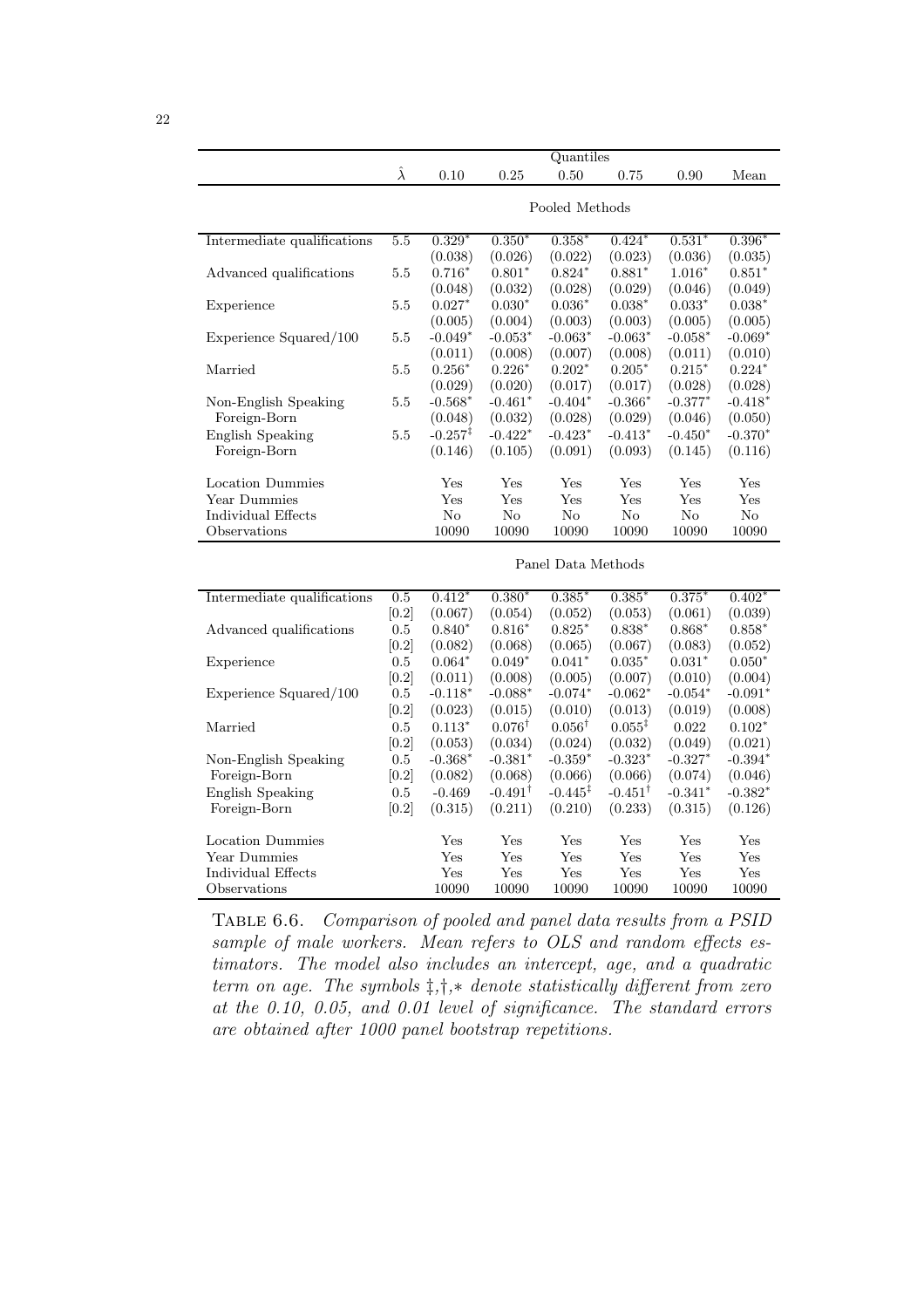| | | Quantiles | | | | | |
|---|---|---|---|---|---|---|---|
| | $\hat{\lambda}$ | 0.10 | 0.25 | 0.50 | 0.75 | 0.90 | Mean |
| | | | | Pooled Methods | | | |
| Intermediate qualifications | 5.5 | $0.329^{*}$ | $0.350^{*}$ | $0.358^{*}$ | $0.424^{*}$ | $0.531^{*}$ | $0.396^{*}$ |
| | | (0.038) | (0.026) | (0.022) | (0.023) | (0.036) | (0.035) |
| Advanced qualifications | 5.5 | $0.716^{*}$ | $0.801^{*}$ | $0.824^{*}$ | $0.881^{*}$ | $1.016^{*}$ | $0.851^{*}$ |
| | | (0.048) | (0.032) | (0.028) | (0.029) | (0.046) | (0.049) |
| Experience | 5.5 | $0.027^{*}$ | $0.030^{*}$ | $0.036^{*}$ | $0.038^{*}$ | $0.033^{*}$ | $0.038^{*}$ |
| | | (0.005) | (0.004) | (0.003) | (0.003) | (0.005) | (0.005) |
| Experience Squared/100 | 5.5 | $-0.049^{*}$ | $-0.053^{*}$ | $-0.063^{*}$ | $-0.063^{*}$ | $-0.058^{*}$ | $-0.069^{*}$ |
| | | (0.011) | (0.008) | (0.007) | (0.008) | (0.011) | (0.010) |
| Married | 5.5 | $0.256^{*}$ | $0.226^{*}$ | $0.202^{*}$ | $0.205^{*}$ | $0.215^{*}$ | $0.224^{*}$ |
| | | (0.029) | (0.020) | (0.017) | (0.017) | (0.028) | (0.028) |
| Non-English Speaking Foreign-Born | 5.5 | $-0.568^{*}$ | $-0.461^{*}$ | $-0.404^{*}$ | $-0.366^{*}$ | $-0.377^{*}$ | $-0.418^{*}$ |
| | | (0.048) | (0.032) | (0.028) | (0.029) | (0.046) | (0.050) |
| English Speaking Foreign-Born | 5.5 | $-0.257^{\ddagger}$ | $-0.422^{*}$ | $-0.423^{*}$ | $-0.413^{*}$ | $-0.450^{*}$ | $-0.370^{*}$ |
| | | (0.146) | (0.105) | (0.091) | (0.093) | (0.145) | (0.116) |
| Location Dummies | | Yes | Yes | Yes | Yes | Yes | Yes |
| Year Dummies | | Yes | Yes | Yes | Yes | Yes | Yes |
| Individual Effects | | No | No | No | No | No | No |
| Observations | | 10090 | 10090 | 10090 | 10090 | 10090 | 10090 |
| | | | | Panel Data Methods | | | |
| Intermediate qualifications | 0.5 | $0.412^{*}$ | $0.380^{*}$ | $0.385^{*}$ | $0.385^{*}$ | $0.375^{*}$ | $0.402^{*}$ |
| | [0.2] | (0.067) | (0.054) | (0.052) | (0.053) | (0.061) | (0.039) |
| Advanced qualifications | 0.5 | $0.840^{*}$ | $0.816^{*}$ | $0.825^{*}$ | $0.838^{*}$ | $0.868^{*}$ | $0.858^{*}$ |
| | [0.2] | (0.082) | (0.068) | (0.065) | (0.067) | (0.083) | (0.052) |
| Experience | 0.5 | $0.064^{*}$ | $0.049^{*}$ | $0.041^{*}$ | $0.035^{*}$ | $0.031^{*}$ | $0.050^{*}$ |
| | [0.2] | (0.011) | (0.008) | (0.005) | (0.007) | (0.010) | (0.004) |
| Experience Squared/100 | 0.5 | $-0.118^{*}$ | $-0.088^{*}$ | $-0.074^{*}$ | $-0.062^{*}$ | $-0.054^{*}$ | $-0.091^{*}$ |
| | [0.2] | (0.023) | (0.015) | (0.010) | (0.013) | (0.019) | (0.008) |
| Married | 0.5 | $0.113^{*}$ | $0.076^{\dagger}$ | $0.056^{\dagger}$ | $0.055^{\ddagger}$ | 0.022 | $0.102^{*}$ |
| | [0.2] | (0.053) | (0.034) | (0.024) | (0.032) | (0.049) | (0.021) |
| Non-English Speaking Foreign-Born | 0.5 | $-0.368^{*}$ | $-0.381^{*}$ | $-0.359^{*}$ | $-0.323^{*}$ | $-0.327^{*}$ | $-0.394^{*}$ |
| | [0.2] | (0.082) | (0.068) | (0.066) | (0.066) | (0.074) | (0.046) |
| English Speaking Foreign-Born | 0.5 | -0.469 | $-0.491^{\dagger}$ | $-0.445^{\ddagger}$ | $-0.451^{\dagger}$ | $-0.341^{*}$ | $-0.382^{*}$ |
| | [0.2] | (0.315) | (0.211) | (0.210) | (0.233) | (0.315) | (0.126) |
| Location Dummies | | Yes | Yes | Yes | Yes | Yes | Yes |
| Year Dummies | | Yes | Yes | Yes | Yes | Yes | Yes |
| Individual Effects | | Yes | Yes | Yes | Yes | Yes | Yes |
| Observations | | 10090 | 10090 | 10090 | 10090 | 10090 | 10090 |

TABLE 6.6. *Comparison of pooled and panel data results from a PSID sample of male workers. Mean refers to OLS and random effects estimators. The model also includes an intercept, age, and a quadratic term on age. The symbols ‡,†,∗ denote statistically different from zero at the 0.10, 0.05, and 0.01 level of significance. The standard errors are obtained after 1000 panel bootstrap repetitions.*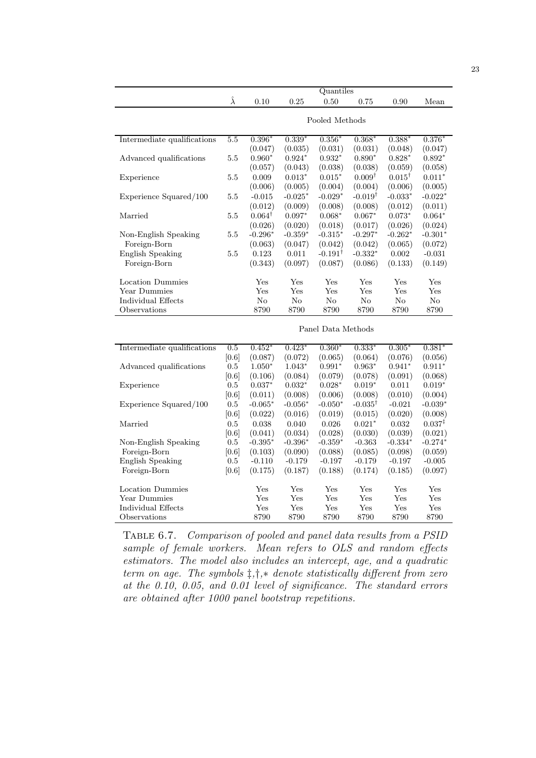| | $\hat{\lambda}$ | Quantiles | | | | | |
|---|---|---|---|---|---|---|---|
| | | 0.10 | 0.25 | 0.50 | 0.75 | 0.90 | Mean |
| | | Pooled Methods | | | | | |
| Intermediate qualifications | 5.5 | 0.396* | 0.339* | 0.356* | 0.368* | 0.388* | 0.376* |
| | | (0.047) | (0.035) | (0.031) | (0.031) | (0.048) | (0.047) |
| Advanced qualifications | 5.5 | 0.960* | 0.924* | 0.932* | 0.890* | 0.828* | 0.892* |
| | | (0.057) | (0.043) | (0.038) | (0.038) | (0.059) | (0.058) |
| Experience | 5.5 | 0.009 | 0.013* | 0.015* | 0.009† | 0.015† | 0.011* |
| | | (0.006) | (0.005) | (0.004) | (0.004) | (0.006) | (0.005) |
| Experience Squared/100 | 5.5 | -0.015 | -0.025* | -0.029* | -0.019† | -0.033* | -0.022* |
| | | (0.012) | (0.009) | (0.008) | (0.008) | (0.012) | (0.011) |
| Married | 5.5 | 0.064† | 0.097* | 0.068* | 0.067* | 0.073* | 0.064* |
| | | (0.026) | (0.020) | (0.018) | (0.017) | (0.026) | (0.024) |
| Non-English Speaking | 5.5 | -0.296* | -0.359* | -0.315* | -0.297* | -0.262* | -0.301* |
| Foreign-Born | | (0.063) | (0.047) | (0.042) | (0.042) | (0.065) | (0.072) |
| English Speaking | 5.5 | 0.123 | 0.011 | -0.191† | -0.332* | 0.002 | -0.031 |
| Foreign-Born | | (0.343) | (0.097) | (0.087) | (0.086) | (0.133) | (0.149) |
| Location Dummies | | Yes | Yes | Yes | Yes | Yes | Yes |
| Year Dummies | | Yes | Yes | Yes | Yes | Yes | Yes |
| Individual Effects | | No | No | No | No | No | No |
| Observations | | 8790 | 8790 | 8790 | 8790 | 8790 | 8790 |
| | | Panel Data Methods | | | | | |
| Intermediate qualifications | 0.5 | 0.452* | 0.423* | 0.360* | 0.333* | 0.305* | 0.381* |
| | [0.6] | (0.087) | (0.072) | (0.065) | (0.064) | (0.076) | (0.056) |
| Advanced qualifications | 0.5 | 1.050* | 1.043* | 0.991* | 0.963* | 0.941* | 0.911* |
| | [0.6] | (0.106) | (0.084) | (0.079) | (0.078) | (0.091) | (0.068) |
| Experience | 0.5 | 0.037* | 0.032* | 0.028* | 0.019* | 0.011 | 0.019* |
| | [0.6] | (0.011) | (0.008) | (0.006) | (0.008) | (0.010) | (0.004) |
| Experience Squared/100 | 0.5 | -0.065* | -0.056* | -0.050* | -0.035† | -0.021 | -0.039* |
| | [0.6] | (0.022) | (0.016) | (0.019) | (0.015) | (0.020) | (0.008) |
| Married | 0.5 | 0.038 | 0.040 | 0.026 | 0.021* | 0.032 | 0.037‡ |
| | [0.6] | (0.041) | (0.034) | (0.028) | (0.030) | (0.039) | (0.021) |
| Non-English Speaking | 0.5 | -0.395* | -0.396* | -0.359* | -0.363 | -0.334* | -0.274* |
| Foreign-Born | [0.6] | (0.103) | (0.090) | (0.088) | (0.085) | (0.098) | (0.059) |
| English Speaking | 0.5 | -0.110 | -0.179 | -0.197 | -0.179 | -0.197 | -0.005 |
| Foreign-Born | [0.6] | (0.175) | (0.187) | (0.188) | (0.174) | (0.185) | (0.097) |
| Location Dummies | | Yes | Yes | Yes | Yes | Yes | Yes |
| Year Dummies | | Yes | Yes | Yes | Yes | Yes | Yes |
| Individual Effects | | Yes | Yes | Yes | Yes | Yes | Yes |
| Observations | | 8790 | 8790 | 8790 | 8790 | 8790 | 8790 |

TABLE 6.7. *Comparison of pooled and panel data results from a PSID sample of female workers. Mean refers to OLS and random effects estimators. The model also includes an intercept, age, and a quadratic term on age. The symbols ‡,†,∗ denote statistically different from zero at the 0.10, 0.05, and 0.01 level of significance. The standard errors are obtained after 1000 panel bootstrap repetitions.*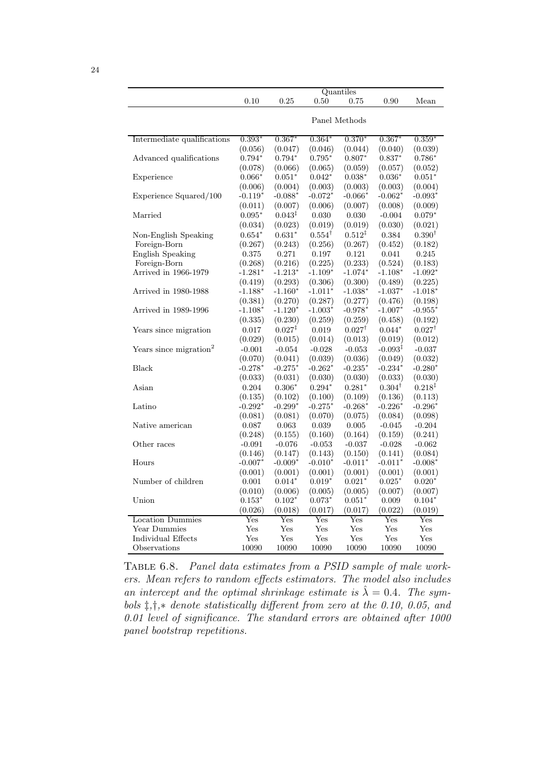| | Quantiles | | | | | |
|---|---|---|---|---|---|---|
| | 0.10 | 0.25 | 0.50 | 0.75 | 0.90 | Mean |
| | Panel Methods | | | | | |
| Intermediate qualifications | $0.393^*$ | $0.367^*$ | $0.364^*$ | $0.370^*$ | $0.367^*$ | $0.359^*$ |
| | (0.056) | (0.047) | (0.046) | (0.044) | (0.040) | (0.039) |
| Advanced qualifications | $0.794^*$ | $0.794^*$ | $0.795^*$ | $0.807^*$ | $0.837^*$ | $0.786^*$ |
| | (0.078) | (0.066) | (0.065) | (0.059) | (0.057) | (0.052) |
| Experience | $0.066^*$ | $0.051^*$ | $0.042^*$ | $0.038^*$ | $0.036^*$ | $0.051^*$ |
| | (0.006) | (0.004) | (0.003) | (0.003) | (0.003) | (0.004) |
| Experience Squared/100 | $-0.119^*$ | $-0.088^*$ | $-0.072^*$ | $-0.066^*$ | $-0.062^*$ | $-0.093^*$ |
| | (0.011) | (0.007) | (0.006) | (0.007) | (0.008) | (0.009) |
| Married | $0.095^*$ | $0.043^‡$ | 0.030 | 0.030 | -0.004 | $0.079^*$ |
| | (0.034) | (0.023) | (0.019) | (0.019) | (0.030) | (0.021) |
| Non-English Speaking Foreign-Born | $0.654^*$ | $0.631^*$ | $0.554^†$ | $0.512^‡$ | 0.384 | $0.390^†$ |
| | (0.267) | (0.256) | (0.256) | (0.267) | (0.452) | (0.182) |
| English Speaking Foreign-Born | 0.375 | 0.271 | 0.197 | 0.121 | 0.041 | 0.245 |
| | (0.268) | (0.216) | (0.225) | (0.233) | (0.524) | (0.183) |
| Arrived in 1966-1979 | $-1.281^*$ | $-1.213^*$ | $-1.109^*$ | $-1.074^*$ | $-1.108^*$ | $-1.092^*$ |
| | (0.419) | (0.293) | (0.306) | (0.300) | (0.489) | (0.225) |
| Arrived in 1980-1988 | $-1.188^*$ | $-1.160^*$ | $-1.011^*$ | $-1.038^*$ | $-1.037^*$ | $-1.018^*$ |
| | (0.381) | (0.270) | (0.287) | (0.277) | (0.476) | (0.198) |
| Arrived in 1989-1996 | $-1.108^*$ | $-1.120^*$ | $-1.003^*$ | $-0.978^*$ | $-1.007^*$ | $-0.955^*$ |
| | (0.335) | (0.230) | (0.259) | (0.259) | (0.458) | (0.192) |
| Years since migration | 0.017 | $0.027^‡$ | 0.019 | $0.027^†$ | $0.044^*$ | $0.027^†$ |
| | (0.029) | (0.015) | (0.014) | (0.013) | (0.019) | (0.012) |
| Years since migration$^2$ | -0.001 | -0.054 | -0.028 | -0.053 | $-0.093^‡$ | -0.037 |
| | (0.070) | (0.041) | (0.039) | (0.036) | (0.049) | (0.032) |
| Black | $-0.278^*$ | $-0.275^*$ | $-0.262^*$ | $-0.235^*$ | $-0.234^*$ | $-0.280^*$ |
| | (0.033) | (0.031) | (0.030) | (0.030) | (0.033) | (0.030) |
| Asian | 0.204 | $0.306^*$ | $0.294^*$ | $0.281^*$ | $0.304^†$ | $0.218^‡$ |
| | (0.135) | (0.102) | (0.100) | (0.109) | (0.136) | (0.113) |
| Latino | $-0.292^*$ | $-0.299^*$ | $-0.275^*$ | $-0.268^*$ | $-0.226^*$ | $-0.296^*$ |
| | (0.081) | (0.081) | (0.070) | (0.075) | (0.084) | (0.098) |
| Native american | 0.087 | 0.063 | 0.039 | 0.005 | -0.045 | -0.204 |
| | (0.248) | (0.155) | (0.160) | (0.164) | (0.159) | (0.241) |
| Other races | -0.091 | -0.076 | -0.053 | -0.037 | -0.028 | -0.062 |
| | (0.146) | (0.147) | (0.143) | (0.150) | (0.141) | (0.084) |
| Hours | $-0.007^*$ | $-0.009^*$ | $-0.010^*$ | $-0.011^*$ | $-0.011^*$ | $-0.008^*$ |
| | (0.001) | (0.001) | (0.001) | (0.001) | (0.001) | (0.001) |
| Number of children | 0.001 | $0.014^*$ | $0.019^*$ | $0.021^*$ | $0.025^*$ | $0.020^*$ |
| | (0.010) | (0.006) | (0.005) | (0.005) | (0.007) | (0.007) |
| Union | $0.153^*$ | $0.102^*$ | $0.073^*$ | $0.051^*$ | 0.009 | $0.104^*$ |
| | (0.026) | (0.018) | (0.017) | (0.017) | (0.022) | (0.019) |
| Location Dummies | Yes | Yes | Yes | Yes | Yes | Yes |
| Year Dummies | Yes | Yes | Yes | Yes | Yes | Yes |
| Individual Effects | Yes | Yes | Yes | Yes | Yes | Yes |
| Observations | 10090 | 10090 | 10090 | 10090 | 10090 | 10090 |

Table 6.8. *Panel data estimates from a PSID sample of male workers. Mean refers to random effects estimators. The model also includes an intercept and the optimal shrinkage estimate is $\hat{\lambda} = 0.4$. The symbols ‡,†,∗ denote statistically different from zero at the 0.10, 0.05, and 0.01 level of significance. The standard errors are obtained after 1000 panel bootstrap repetitions.*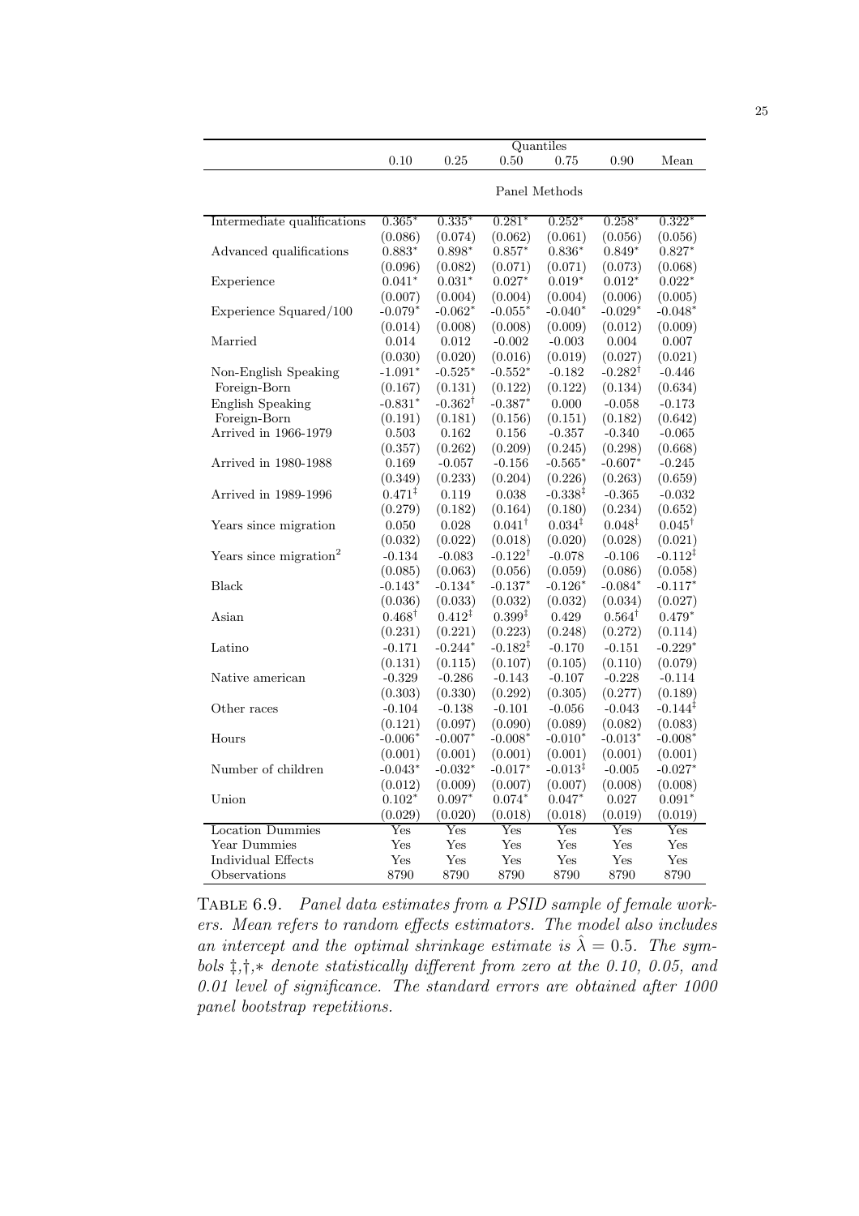| | Quantiles | | | | | |
|---|---|---|---|---|---|---|
| | 0.10 | 0.25 | 0.50 | 0.75 | 0.90 | Mean |
| | Panel Methods | | | | | |
| Intermediate qualifications | 0.365* | 0.335* | 0.281* | 0.252* | 0.258* | 0.322* |
| | (0.086) | (0.074) | (0.062) | (0.061) | (0.056) | (0.056) |
| Advanced qualifications | 0.883* | 0.898* | 0.857* | 0.836* | 0.849* | 0.827* |
| | (0.096) | (0.082) | (0.071) | (0.071) | (0.073) | (0.068) |
| Experience | 0.041* | 0.031* | 0.027* | 0.019* | 0.012* | 0.022* |
| | (0.007) | (0.004) | (0.004) | (0.004) | (0.006) | (0.005) |
| Experience Squared/100 | -0.079* | -0.062* | -0.055* | -0.040* | -0.029* | -0.048* |
| | (0.014) | (0.008) | (0.008) | (0.009) | (0.012) | (0.009) |
| Married | 0.014 | 0.012 | -0.002 | -0.003 | 0.004 | 0.007 |
| | (0.030) | (0.020) | (0.016) | (0.019) | (0.027) | (0.021) |
| Non-English Speaking Foreign-Born | -1.091* | -0.525* | -0.552* | -0.182 | -0.282† | -0.446 |
| | (0.167) | (0.131) | (0.122) | (0.122) | (0.134) | (0.634) |
| English Speaking Foreign-Born | -0.831* | -0.362† | -0.387* | 0.000 | -0.058 | -0.173 |
| | (0.191) | (0.181) | (0.156) | (0.151) | (0.182) | (0.642) |
| Arrived in 1966-1979 | 0.503 | 0.162 | 0.156 | -0.357 | -0.340 | -0.065 |
| | (0.357) | (0.262) | (0.209) | (0.245) | (0.298) | (0.668) |
| Arrived in 1980-1988 | 0.169 | -0.057 | -0.156 | -0.565* | -0.607* | -0.245 |
| | (0.349) | (0.233) | (0.204) | (0.226) | (0.263) | (0.659) |
| Arrived in 1989-1996 | 0.471‡ | 0.119 | 0.038 | -0.338‡ | -0.365 | -0.032 |
| | (0.279) | (0.182) | (0.164) | (0.180) | (0.234) | (0.652) |
| Years since migration | 0.050 | 0.028 | 0.041† | 0.034‡ | 0.048‡ | 0.045† |
| | (0.032) | (0.022) | (0.018) | (0.020) | (0.028) | (0.021) |
| Years since migration$^2$ | -0.134 | -0.083 | -0.122† | -0.078 | -0.106 | -0.112‡ |
| | (0.085) | (0.063) | (0.056) | (0.059) | (0.086) | (0.058) |
| Black | -0.143* | -0.134* | -0.137* | -0.126* | -0.084* | -0.117* |
| | (0.036) | (0.033) | (0.032) | (0.032) | (0.034) | (0.027) |
| Asian | 0.468† | 0.412‡ | 0.399‡ | 0.429 | 0.564† | 0.479* |
| | (0.231) | (0.221) | (0.223) | (0.248) | (0.272) | (0.114) |
| Latino | -0.171 | -0.244* | -0.182‡ | -0.170 | -0.151 | -0.229* |
| | (0.131) | (0.115) | (0.107) | (0.105) | (0.110) | (0.079) |
| Native american | -0.329 | -0.286 | -0.143 | -0.107 | -0.228 | -0.114 |
| | (0.303) | (0.330) | (0.292) | (0.305) | (0.277) | (0.189) |
| Other races | -0.104 | -0.138 | -0.101 | -0.056 | -0.043 | -0.144‡ |
| | (0.121) | (0.097) | (0.090) | (0.089) | (0.082) | (0.083) |
| Hours | -0.006* | -0.007* | -0.008* | -0.010* | -0.013* | -0.008* |
| | (0.001) | (0.001) | (0.001) | (0.001) | (0.001) | (0.001) |
| Number of children | -0.043* | -0.032* | -0.017* | -0.013‡ | -0.005 | -0.027* |
| | (0.012) | (0.009) | (0.007) | (0.007) | (0.008) | (0.008) |
| Union | 0.102* | 0.097* | 0.074* | 0.047* | 0.027 | 0.091* |
| | (0.029) | (0.020) | (0.018) | (0.018) | (0.019) | (0.019) |
| Location Dummies | Yes | Yes | Yes | Yes | Yes | Yes |
| Year Dummies | Yes | Yes | Yes | Yes | Yes | Yes |
| Individual Effects | Yes | Yes | Yes | Yes | Yes | Yes |
| Observations | 8790 | 8790 | 8790 | 8790 | 8790 | 8790 |

Table 6.9. *Panel data estimates from a PSID sample of female workers. Mean refers to random effects estimators. The model also includes an intercept and the optimal shrinkage estimate is $\hat{\lambda} = 0.5$. The symbols ‡,†,∗ denote statistically different from zero at the 0.10, 0.05, and 0.01 level of significance. The standard errors are obtained after 1000 panel bootstrap repetitions.*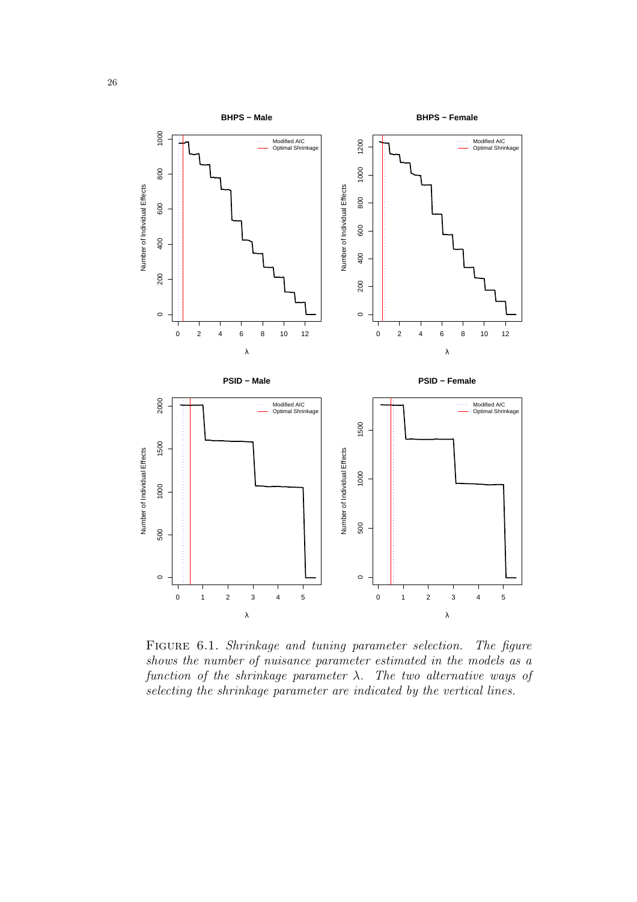FIGURE 6.1. *Shrinkage and tuning parameter selection. The figure shows the number of nuisance parameter estimated in the models as a function of the shrinkage parameter $\lambda$. The two alternative ways of selecting the shrinkage parameter are indicated by the vertical lines.*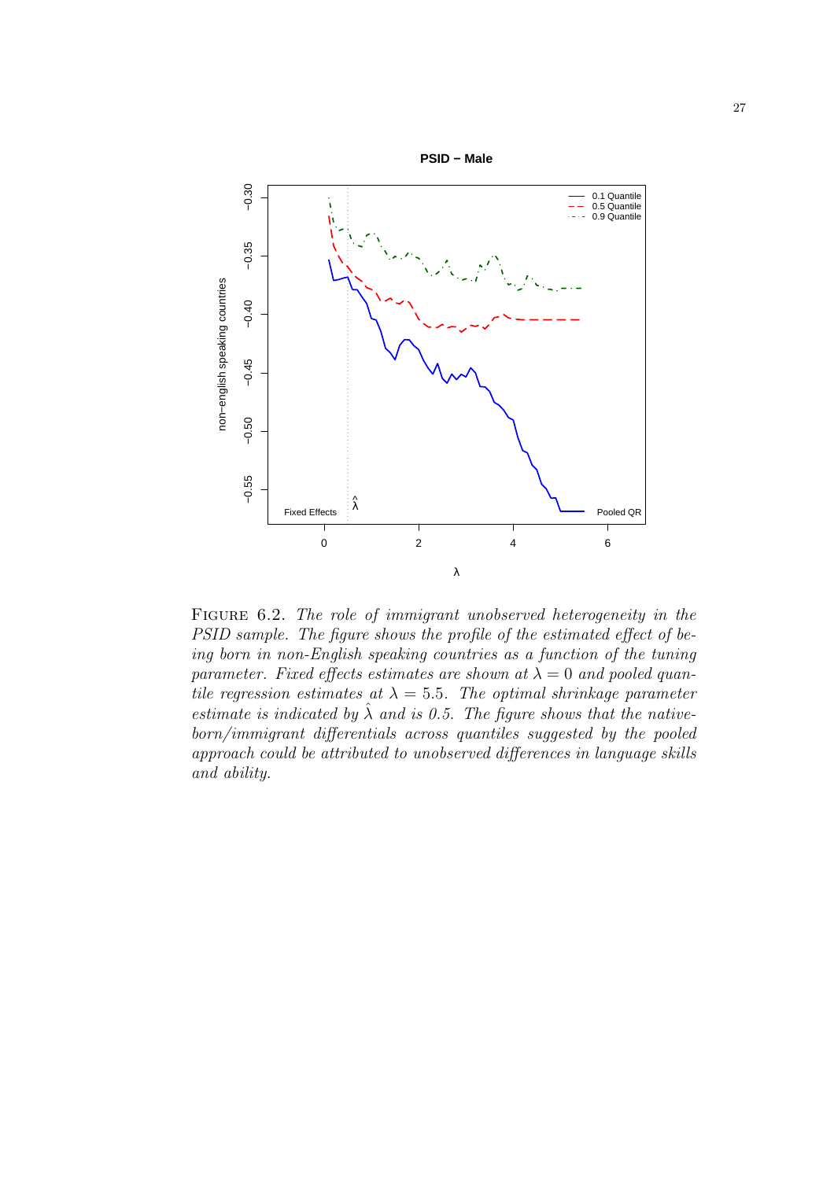PSID − Male

0.1 Quantile
0.5 Quantile
0.9 Quantile

non−english speaking countries

−0.30
−0.35
−0.40
−0.45
−0.50
−0.55

Fixed Effects

$\hat{\lambda}$

Pooled QR

0
2
4
6

λ

Figure 6.2. *The role of immigrant unobserved heterogeneity in the PSID sample. The figure shows the profile of the estimated effect of being born in non-English speaking countries as a function of the tuning parameter. Fixed effects estimates are shown at $\lambda = 0$ and pooled quantile regression estimates at $\lambda = 5.5$. The optimal shrinkage parameter estimate is indicated by $\hat{\lambda}$ and is 0.5. The figure shows that the native-born/immigrant differentials across quantiles suggested by the pooled approach could be attributed to unobserved differences in language skills and ability.*